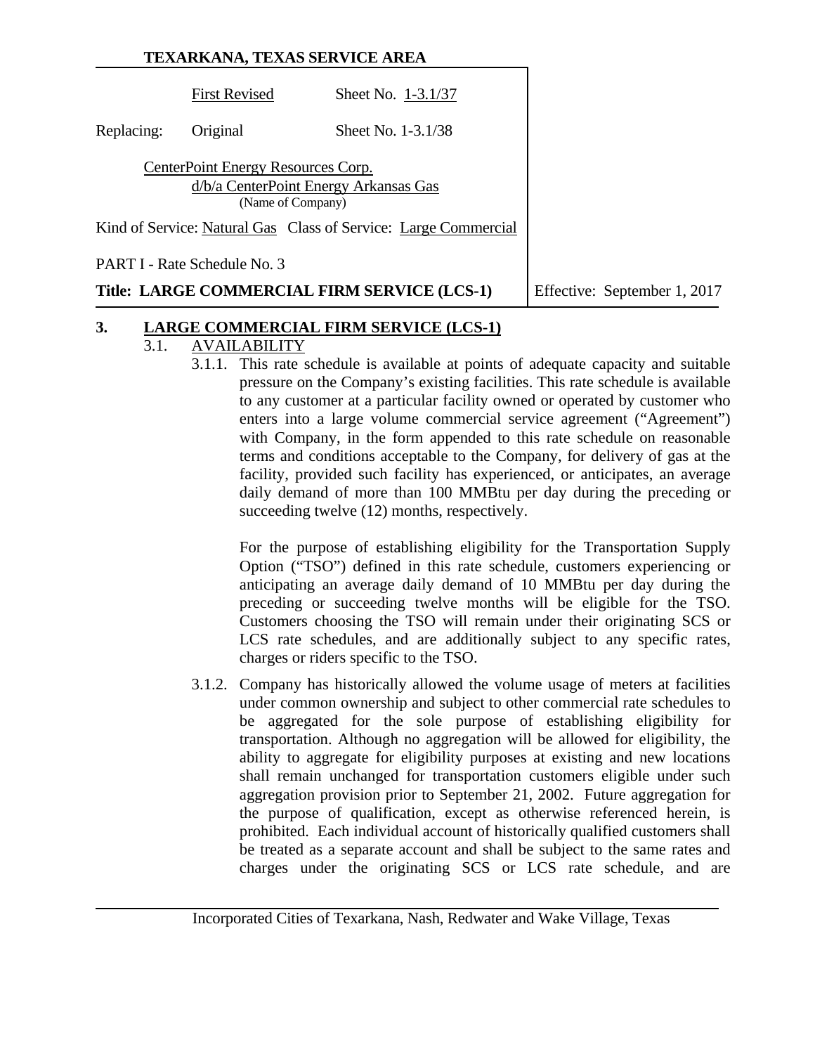**TEXARKANA, TEXAS SERVICE AREA**

| | | |
|---|---|---|
| | First Revised | Sheet No. 1-3.1/37 |
| Replacing: | Original | Sheet No. 1-3.1/38 |

CenterPoint Energy Resources Corp.
d/b/a CenterPoint Energy Arkansas Gas
(Name of Company)

Kind of Service: Natural Gas Class of Service: Large Commercial

PART I - Rate Schedule No. 3

**Title: LARGE COMMERCIAL FIRM SERVICE (LCS-1)**

Effective: September 1, 2017

## 3. LARGE COMMERCIAL FIRM SERVICE (LCS-1)

### 3.1. AVAILABILITY

3.1.1. This rate schedule is available at points of adequate capacity and suitable pressure on the Company's existing facilities. This rate schedule is available to any customer at a particular facility owned or operated by customer who enters into a large volume commercial service agreement ("Agreement") with Company, in the form appended to this rate schedule on reasonable terms and conditions acceptable to the Company, for delivery of gas at the facility, provided such facility has experienced, or anticipates, an average daily demand of more than 100 MMBtu per day during the preceding or succeeding twelve (12) months, respectively.

For the purpose of establishing eligibility for the Transportation Supply Option ("TSO") defined in this rate schedule, customers experiencing or anticipating an average daily demand of 10 MMBtu per day during the preceding or succeeding twelve months will be eligible for the TSO. Customers choosing the TSO will remain under their originating SCS or LCS rate schedules, and are additionally subject to any specific rates, charges or riders specific to the TSO.

3.1.2. Company has historically allowed the volume usage of meters at facilities under common ownership and subject to other commercial rate schedules to be aggregated for the sole purpose of establishing eligibility for transportation. Although no aggregation will be allowed for eligibility, the ability to aggregate for eligibility purposes at existing and new locations shall remain unchanged for transportation customers eligible under such aggregation provision prior to September 21, 2002. Future aggregation for the purpose of qualification, except as otherwise referenced herein, is prohibited. Each individual account of historically qualified customers shall be treated as a separate account and shall be subject to the same rates and charges under the originating SCS or LCS rate schedule, and are

Incorporated Cities of Texarkana, Nash, Redwater and Wake Village, Texas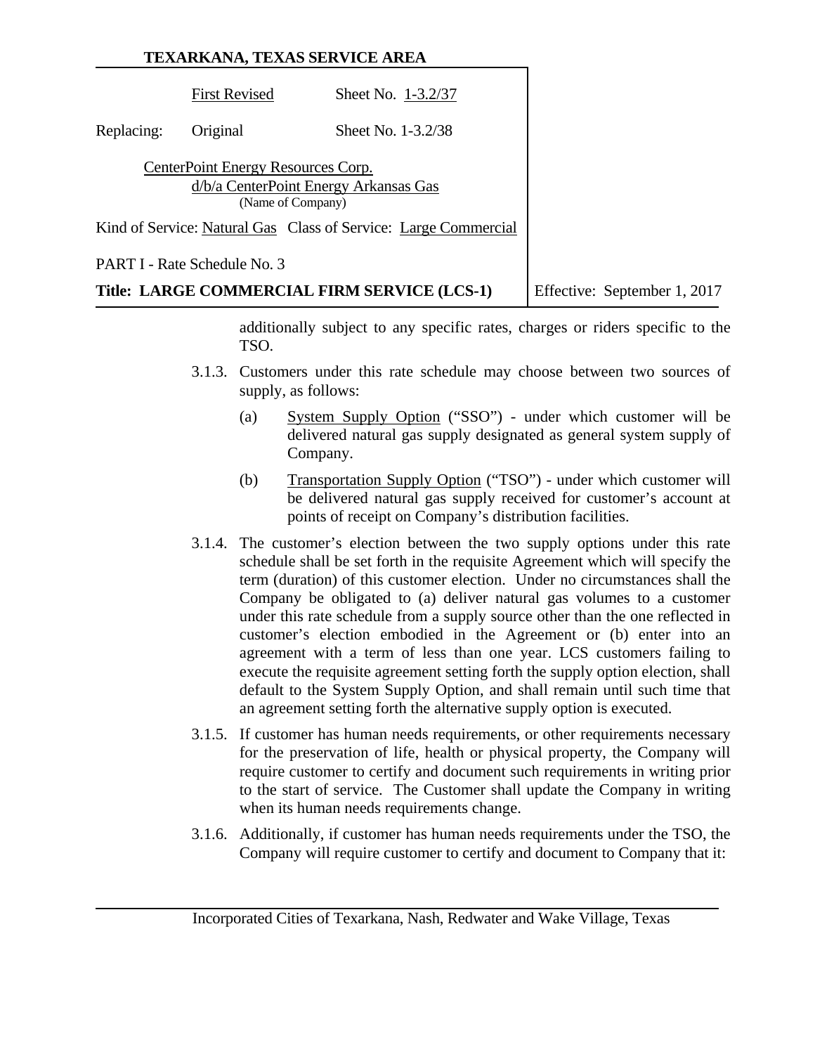additionally subject to any specific rates, charges or riders specific to the TSO.

3.1.3. Customers under this rate schedule may choose between two sources of supply, as follows:

(a) System Supply Option ("SSO") - under which customer will be delivered natural gas supply designated as general system supply of Company.

(b) Transportation Supply Option ("TSO") - under which customer will be delivered natural gas supply received for customer's account at points of receipt on Company's distribution facilities.

3.1.4. The customer's election between the two supply options under this rate schedule shall be set forth in the requisite Agreement which will specify the term (duration) of this customer election. Under no circumstances shall the Company be obligated to (a) deliver natural gas volumes to a customer under this rate schedule from a supply source other than the one reflected in customer's election embodied in the Agreement or (b) enter into an agreement with a term of less than one year. LCS customers failing to execute the requisite agreement setting forth the supply option election, shall default to the System Supply Option, and shall remain until such time that an agreement setting forth the alternative supply option is executed.

3.1.5. If customer has human needs requirements, or other requirements necessary for the preservation of life, health or physical property, the Company will require customer to certify and document such requirements in writing prior to the start of service. The Customer shall update the Company in writing when its human needs requirements change.

3.1.6. Additionally, if customer has human needs requirements under the TSO, the Company will require customer to certify and document to Company that it: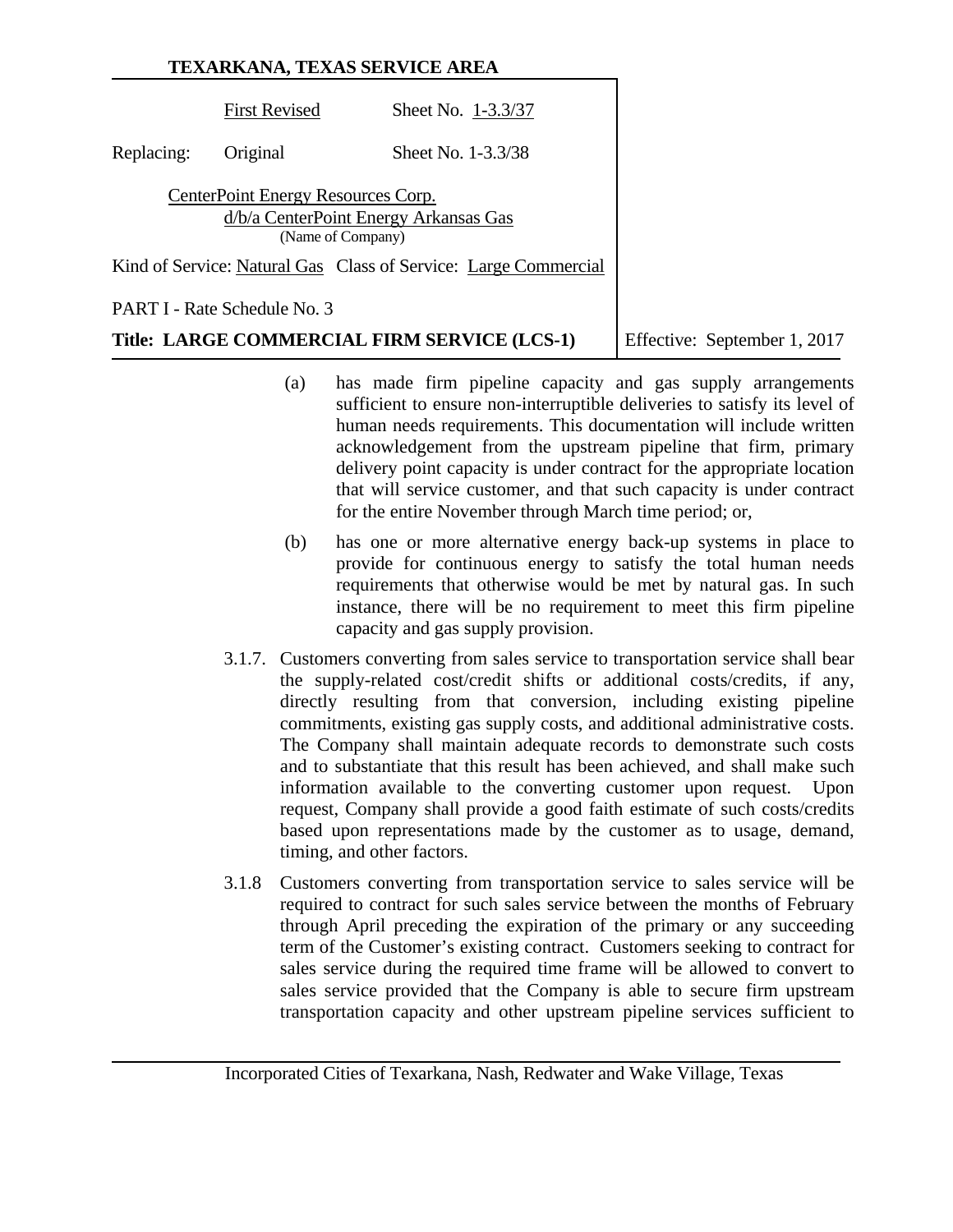**TEXARKANA, TEXAS SERVICE AREA**

| | First Revised | Sheet No. 1-3.3/37 |
|---|---|---|
| Replacing: | Original | Sheet No. 1-3.3/38 |

CenterPoint Energy Resources Corp.
d/b/a CenterPoint Energy Arkansas Gas
(Name of Company)

Kind of Service: Natural Gas Class of Service: Large Commercial

PART I - Rate Schedule No. 3

**Title: LARGE COMMERCIAL FIRM SERVICE (LCS-1)**

Effective: September 1, 2017

(a) has made firm pipeline capacity and gas supply arrangements sufficient to ensure non-interruptible deliveries to satisfy its level of human needs requirements. This documentation will include written acknowledgement from the upstream pipeline that firm, primary delivery point capacity is under contract for the appropriate location that will service customer, and that such capacity is under contract for the entire November through March time period; or,

(b) has one or more alternative energy back-up systems in place to provide for continuous energy to satisfy the total human needs requirements that otherwise would be met by natural gas. In such instance, there will be no requirement to meet this firm pipeline capacity and gas supply provision.

3.1.7. Customers converting from sales service to transportation service shall bear the supply-related cost/credit shifts or additional costs/credits, if any, directly resulting from that conversion, including existing pipeline commitments, existing gas supply costs, and additional administrative costs. The Company shall maintain adequate records to demonstrate such costs and to substantiate that this result has been achieved, and shall make such information available to the converting customer upon request. Upon request, Company shall provide a good faith estimate of such costs/credits based upon representations made by the customer as to usage, demand, timing, and other factors.

3.1.8 Customers converting from transportation service to sales service will be required to contract for such sales service between the months of February through April preceding the expiration of the primary or any succeeding term of the Customer's existing contract. Customers seeking to contract for sales service during the required time frame will be allowed to convert to sales service provided that the Company is able to secure firm upstream transportation capacity and other upstream pipeline services sufficient to

Incorporated Cities of Texarkana, Nash, Redwater and Wake Village, Texas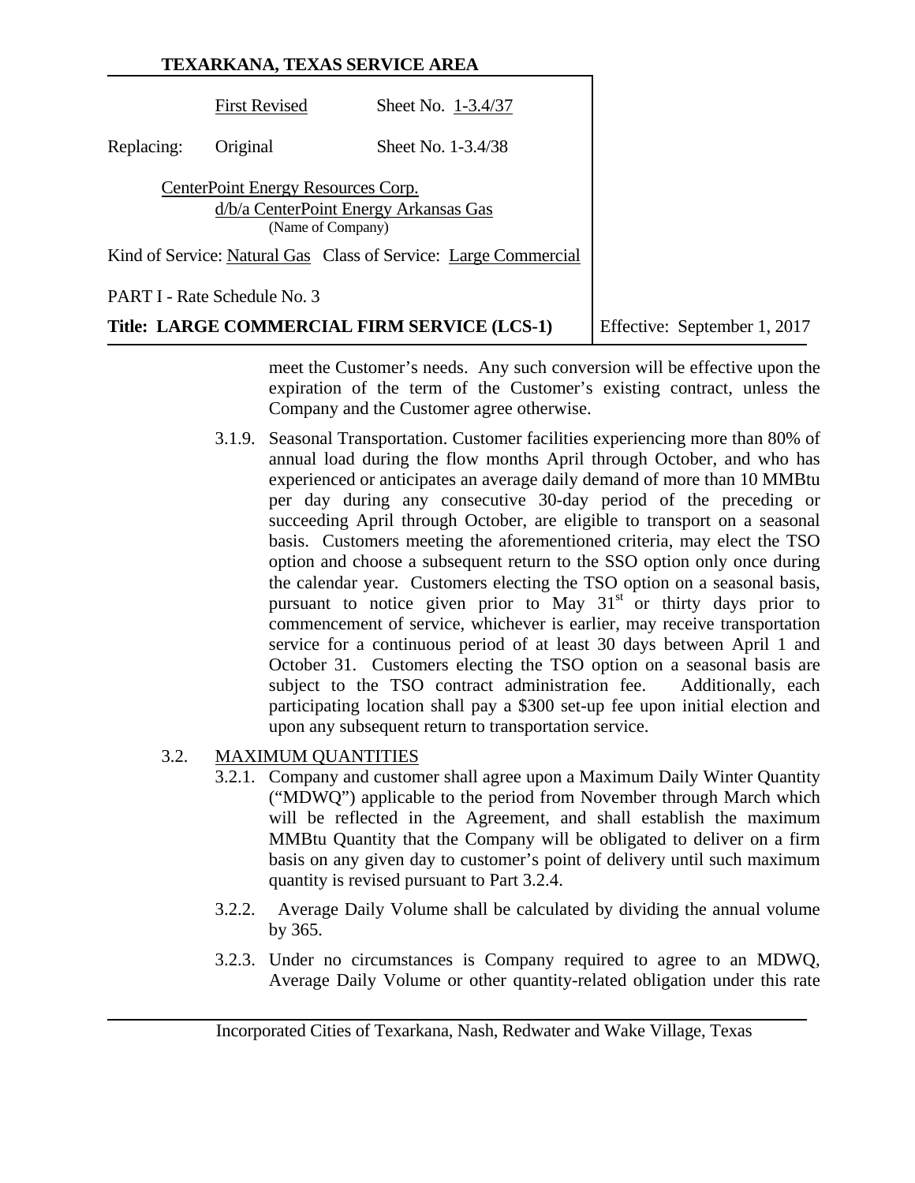meet the Customer's needs. Any such conversion will be effective upon the expiration of the term of the Customer's existing contract, unless the Company and the Customer agree otherwise.

3.1.9. Seasonal Transportation. Customer facilities experiencing more than 80% of annual load during the flow months April through October, and who has experienced or anticipates an average daily demand of more than 10 MMBtu per day during any consecutive 30-day period of the preceding or succeeding April through October, are eligible to transport on a seasonal basis. Customers meeting the aforementioned criteria, may elect the TSO option and choose a subsequent return to the SSO option only once during the calendar year. Customers electing the TSO option on a seasonal basis, pursuant to notice given prior to May 31st or thirty days prior to commencement of service, whichever is earlier, may receive transportation service for a continuous period of at least 30 days between April 1 and October 31. Customers electing the TSO option on a seasonal basis are subject to the TSO contract administration fee. Additionally, each participating location shall pay a $300 set-up fee upon initial election and upon any subsequent return to transportation service.

3.2. MAXIMUM QUANTITIES

3.2.1. Company and customer shall agree upon a Maximum Daily Winter Quantity ("MDWQ") applicable to the period from November through March which will be reflected in the Agreement, and shall establish the maximum MMBtu Quantity that the Company will be obligated to deliver on a firm basis on any given day to customer's point of delivery until such maximum quantity is revised pursuant to Part 3.2.4.

3.2.2. Average Daily Volume shall be calculated by dividing the annual volume by 365.

3.2.3. Under no circumstances is Company required to agree to an MDWQ, Average Daily Volume or other quantity-related obligation under this rate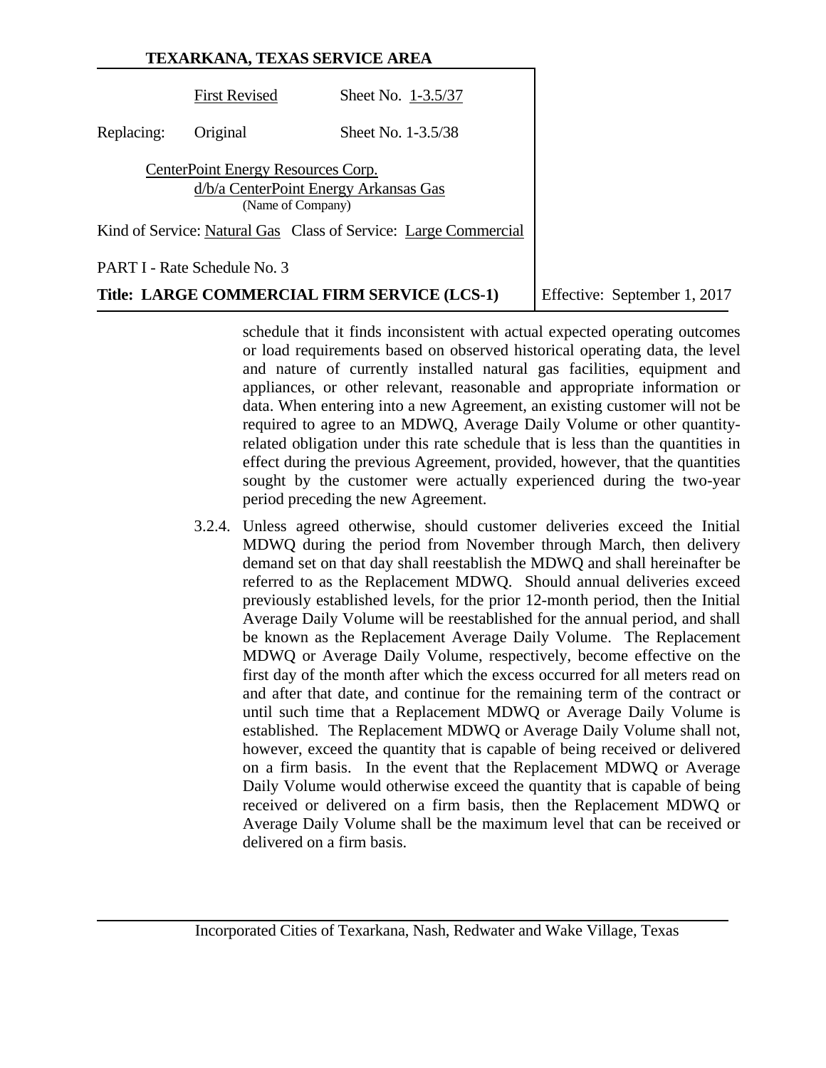schedule that it finds inconsistent with actual expected operating outcomes or load requirements based on observed historical operating data, the level and nature of currently installed natural gas facilities, equipment and appliances, or other relevant, reasonable and appropriate information or data. When entering into a new Agreement, an existing customer will not be required to agree to an MDWQ, Average Daily Volume or other quantity-related obligation under this rate schedule that is less than the quantities in effect during the previous Agreement, provided, however, that the quantities sought by the customer were actually experienced during the two-year period preceding the new Agreement.

3.2.4. Unless agreed otherwise, should customer deliveries exceed the Initial MDWQ during the period from November through March, then delivery demand set on that day shall reestablish the MDWQ and shall hereinafter be referred to as the Replacement MDWQ. Should annual deliveries exceed previously established levels, for the prior 12-month period, then the Initial Average Daily Volume will be reestablished for the annual period, and shall be known as the Replacement Average Daily Volume. The Replacement MDWQ or Average Daily Volume, respectively, become effective on the first day of the month after which the excess occurred for all meters read on and after that date, and continue for the remaining term of the contract or until such time that a Replacement MDWQ or Average Daily Volume is established. The Replacement MDWQ or Average Daily Volume shall not, however, exceed the quantity that is capable of being received or delivered on a firm basis. In the event that the Replacement MDWQ or Average Daily Volume would otherwise exceed the quantity that is capable of being received or delivered on a firm basis, then the Replacement MDWQ or Average Daily Volume shall be the maximum level that can be received or delivered on a firm basis.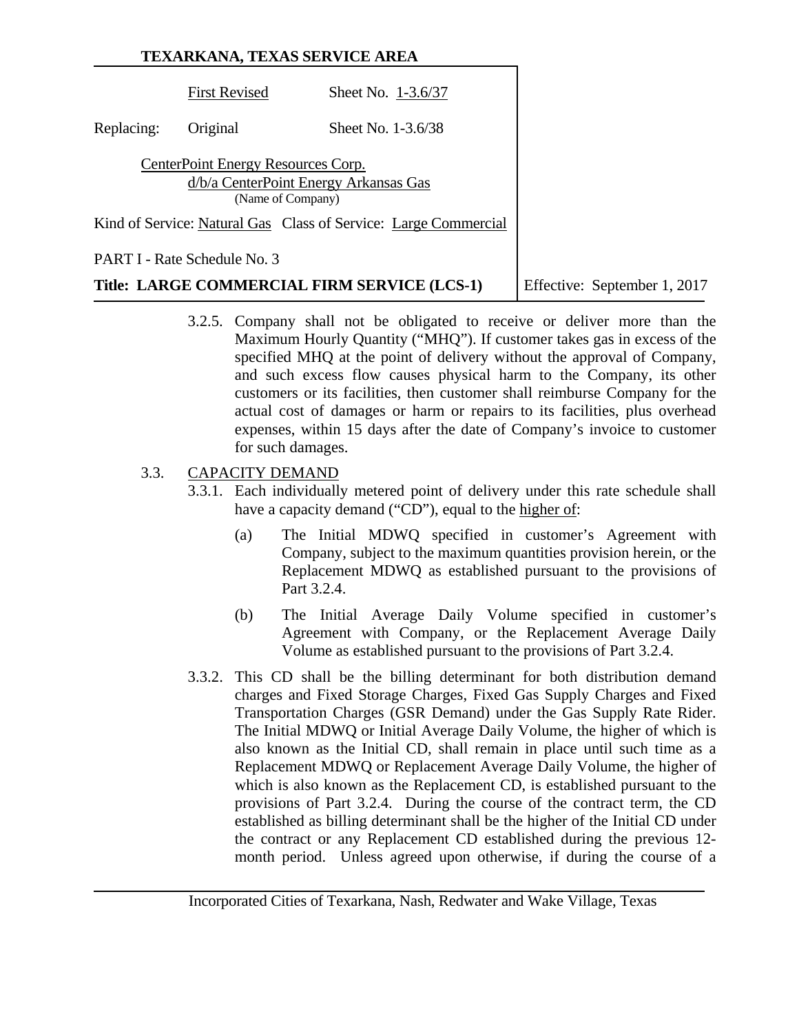3.2.5. Company shall not be obligated to receive or deliver more than the Maximum Hourly Quantity ("MHQ"). If customer takes gas in excess of the specified MHQ at the point of delivery without the approval of Company, and such excess flow causes physical harm to the Company, its other customers or its facilities, then customer shall reimburse Company for the actual cost of damages or harm or repairs to its facilities, plus overhead expenses, within 15 days after the date of Company's invoice to customer for such damages.

3.3. CAPACITY DEMAND

3.3.1. Each individually metered point of delivery under this rate schedule shall have a capacity demand ("CD"), equal to the higher of:

(a) The Initial MDWQ specified in customer's Agreement with Company, subject to the maximum quantities provision herein, or the Replacement MDWQ as established pursuant to the provisions of Part 3.2.4.

(b) The Initial Average Daily Volume specified in customer's Agreement with Company, or the Replacement Average Daily Volume as established pursuant to the provisions of Part 3.2.4.

3.3.2. This CD shall be the billing determinant for both distribution demand charges and Fixed Storage Charges, Fixed Gas Supply Charges and Fixed Transportation Charges (GSR Demand) under the Gas Supply Rate Rider. The Initial MDWQ or Initial Average Daily Volume, the higher of which is also known as the Initial CD, shall remain in place until such time as a Replacement MDWQ or Replacement Average Daily Volume, the higher of which is also known as the Replacement CD, is established pursuant to the provisions of Part 3.2.4. During the course of the contract term, the CD established as billing determinant shall be the higher of the Initial CD under the contract or any Replacement CD established during the previous 12-month period. Unless agreed upon otherwise, if during the course of a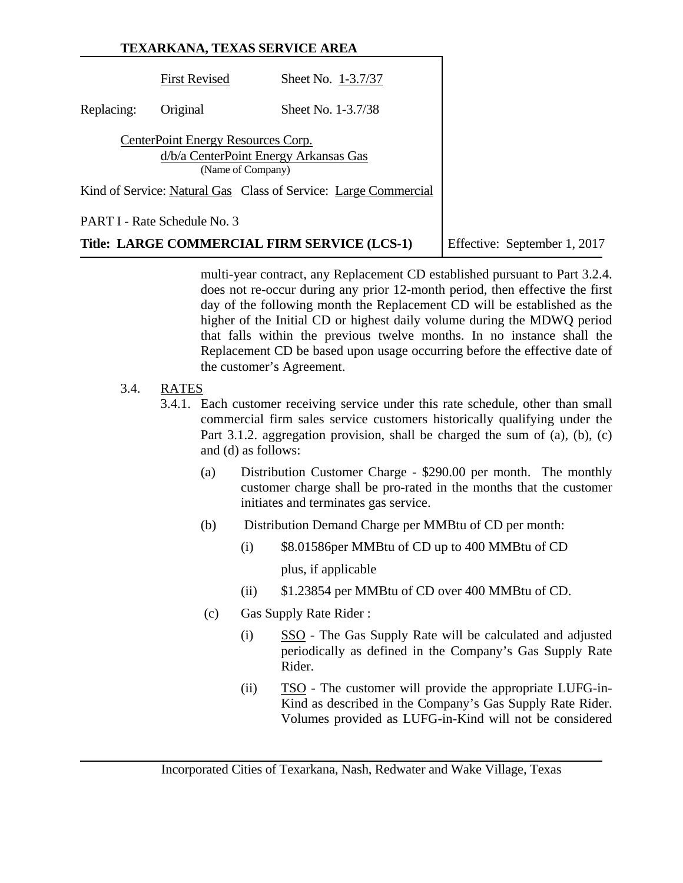multi-year contract, any Replacement CD established pursuant to Part 3.2.4. does not re-occur during any prior 12-month period, then effective the first day of the following month the Replacement CD will be established as the higher of the Initial CD or highest daily volume during the MDWQ period that falls within the previous twelve months. In no instance shall the Replacement CD be based upon usage occurring before the effective date of the customer's Agreement.

3.4. RATES

3.4.1. Each customer receiving service under this rate schedule, other than small commercial firm sales service customers historically qualifying under the Part 3.1.2. aggregation provision, shall be charged the sum of (a), (b), (c) and (d) as follows:

(a) Distribution Customer Charge - $290.00 per month. The monthly customer charge shall be pro-rated in the months that the customer initiates and terminates gas service.

(b) Distribution Demand Charge per MMBtu of CD per month:

(i) $8.01586per MMBtu of CD up to 400 MMBtu of CD

plus, if applicable

(ii) $1.23854 per MMBtu of CD over 400 MMBtu of CD.

(c) Gas Supply Rate Rider :

(i) SSO - The Gas Supply Rate will be calculated and adjusted periodically as defined in the Company's Gas Supply Rate Rider.

(ii) TSO - The customer will provide the appropriate LUFG-in-Kind as described in the Company's Gas Supply Rate Rider. Volumes provided as LUFG-in-Kind will not be considered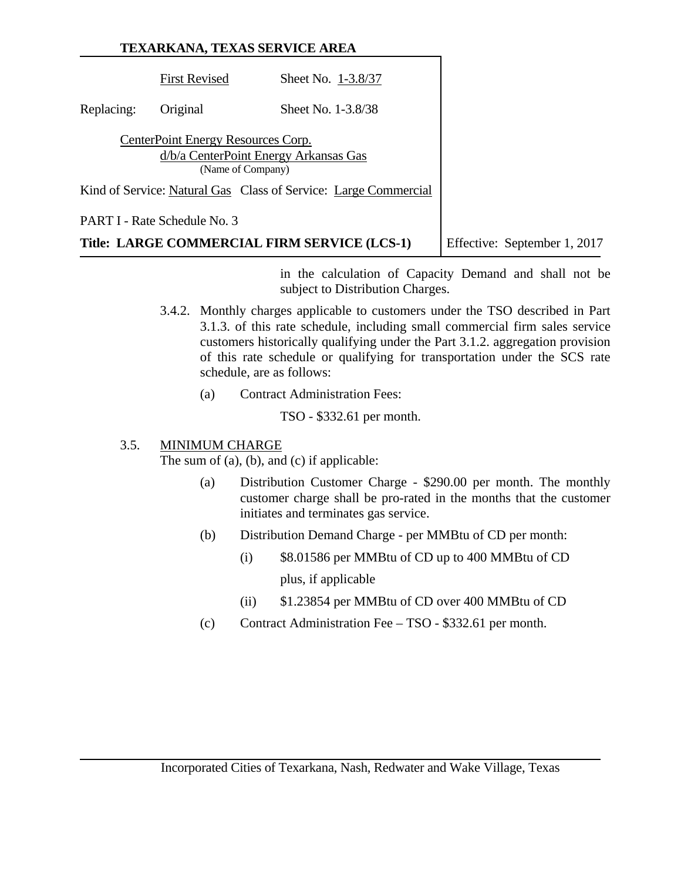in the calculation of Capacity Demand and shall not be subject to Distribution Charges.

3.4.2. Monthly charges applicable to customers under the TSO described in Part 3.1.3. of this rate schedule, including small commercial firm sales service customers historically qualifying under the Part 3.1.2. aggregation provision of this rate schedule or qualifying for transportation under the SCS rate schedule, are as follows:

(a) Contract Administration Fees:

TSO - $332.61 per month.

3.5. MINIMUM CHARGE

The sum of (a), (b), and (c) if applicable:

(a) Distribution Customer Charge - $290.00 per month. The monthly customer charge shall be pro-rated in the months that the customer initiates and terminates gas service.

(b) Distribution Demand Charge - per MMBtu of CD per month:

(i) $8.01586 per MMBtu of CD up to 400 MMBtu of CD

plus, if applicable

(ii) $1.23854 per MMBtu of CD over 400 MMBtu of CD

(c) Contract Administration Fee – TSO - $332.61 per month.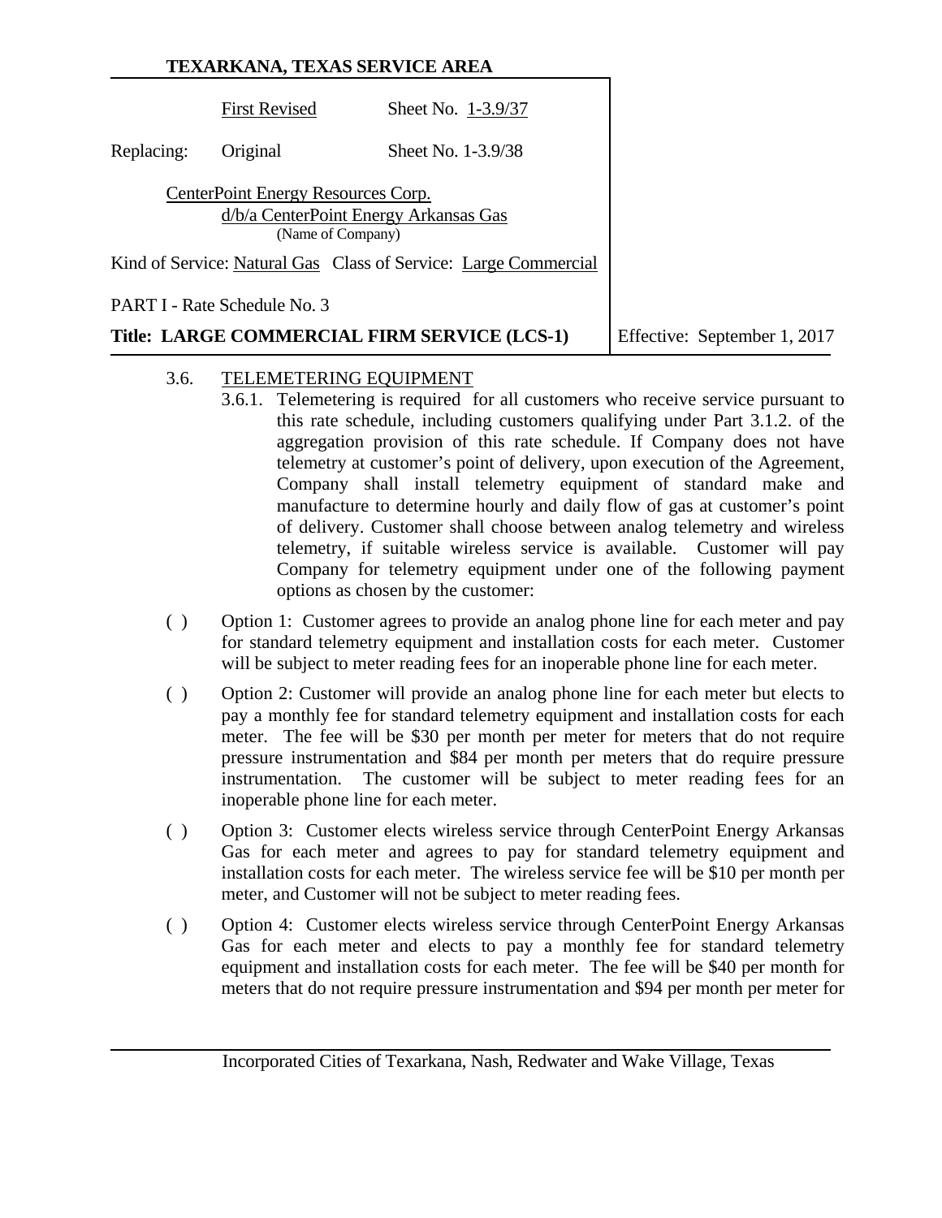**TEXARKANA, TEXAS SERVICE AREA**

| | First Revised | Sheet No. 1-3.9/37 | |
|---|---|---|---|
| Replacing: | Original | Sheet No. 1-3.9/38 | |

CenterPoint Energy Resources Corp.
d/b/a CenterPoint Energy Arkansas Gas
(Name of Company)

Kind of Service: Natural Gas   Class of Service: Large Commercial

PART I - Rate Schedule No. 3

**Title: LARGE COMMERCIAL FIRM SERVICE (LCS-1)** | Effective: September 1, 2017

3.6. TELEMETERING EQUIPMENT

3.6.1. Telemetering is required for all customers who receive service pursuant to this rate schedule, including customers qualifying under Part 3.1.2. of the aggregation provision of this rate schedule. If Company does not have telemetry at customer's point of delivery, upon execution of the Agreement, Company shall install telemetry equipment of standard make and manufacture to determine hourly and daily flow of gas at customer's point of delivery. Customer shall choose between analog telemetry and wireless telemetry, if suitable wireless service is available. Customer will pay Company for telemetry equipment under one of the following payment options as chosen by the customer:

( ) Option 1: Customer agrees to provide an analog phone line for each meter and pay for standard telemetry equipment and installation costs for each meter. Customer will be subject to meter reading fees for an inoperable phone line for each meter.

( ) Option 2: Customer will provide an analog phone line for each meter but elects to pay a monthly fee for standard telemetry equipment and installation costs for each meter. The fee will be $30 per month per meter for meters that do not require pressure instrumentation and $84 per month per meters that do require pressure instrumentation. The customer will be subject to meter reading fees for an inoperable phone line for each meter.

( ) Option 3: Customer elects wireless service through CenterPoint Energy Arkansas Gas for each meter and agrees to pay for standard telemetry equipment and installation costs for each meter. The wireless service fee will be $10 per month per meter, and Customer will not be subject to meter reading fees.

( ) Option 4: Customer elects wireless service through CenterPoint Energy Arkansas Gas for each meter and elects to pay a monthly fee for standard telemetry equipment and installation costs for each meter. The fee will be $40 per month for meters that do not require pressure instrumentation and $94 per month per meter for

Incorporated Cities of Texarkana, Nash, Redwater and Wake Village, Texas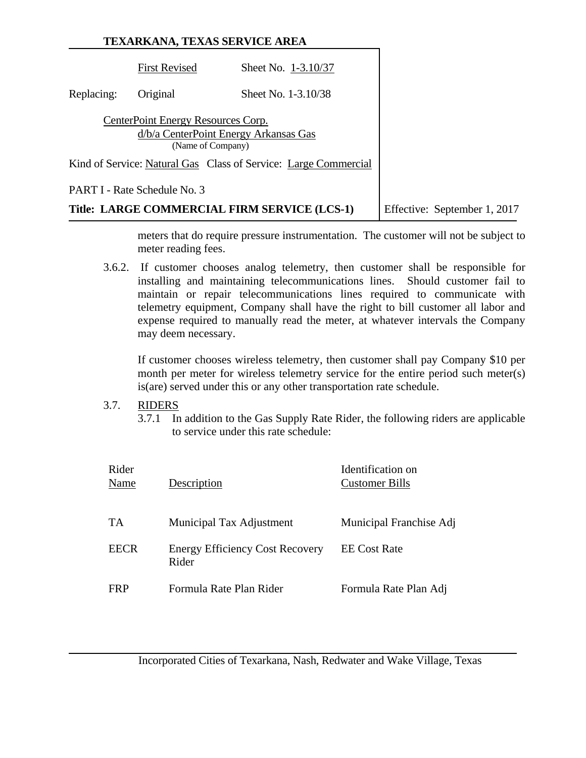meters that do require pressure instrumentation. The customer will not be subject to meter reading fees.

3.6.2. If customer chooses analog telemetry, then customer shall be responsible for installing and maintaining telecommunications lines. Should customer fail to maintain or repair telecommunications lines required to communicate with telemetry equipment, Company shall have the right to bill customer all labor and expense required to manually read the meter, at whatever intervals the Company may deem necessary.

If customer chooses wireless telemetry, then customer shall pay Company $10 per month per meter for wireless telemetry service for the entire period such meter(s) is(are) served under this or any other transportation rate schedule.

3.7. RIDERS

3.7.1 In addition to the Gas Supply Rate Rider, the following riders are applicable to service under this rate schedule:

| Rider Name | Description | Identification on Customer Bills |
|---|---|---|
| TA | Municipal Tax Adjustment | Municipal Franchise Adj |
| EECR | Energy Efficiency Cost Recovery Rider | EE Cost Rate |
| FRP | Formula Rate Plan Rider | Formula Rate Plan Adj |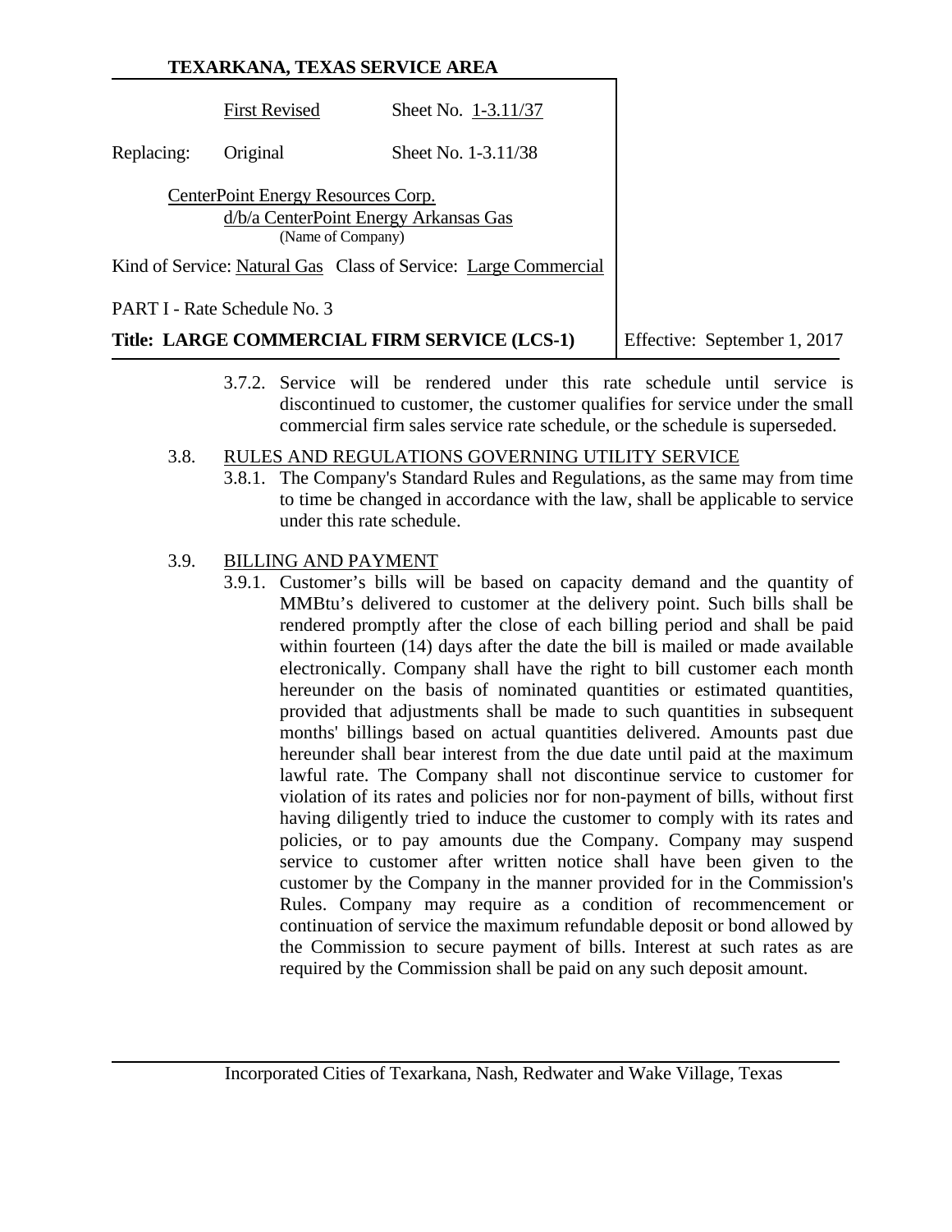3.7.2. Service will be rendered under this rate schedule until service is discontinued to customer, the customer qualifies for service under the small commercial firm sales service rate schedule, or the schedule is superseded.

3.8. RULES AND REGULATIONS GOVERNING UTILITY SERVICE

3.8.1. The Company's Standard Rules and Regulations, as the same may from time to time be changed in accordance with the law, shall be applicable to service under this rate schedule.

3.9. BILLING AND PAYMENT

3.9.1. Customer's bills will be based on capacity demand and the quantity of MMBtu's delivered to customer at the delivery point. Such bills shall be rendered promptly after the close of each billing period and shall be paid within fourteen (14) days after the date the bill is mailed or made available electronically. Company shall have the right to bill customer each month hereunder on the basis of nominated quantities or estimated quantities, provided that adjustments shall be made to such quantities in subsequent months' billings based on actual quantities delivered. Amounts past due hereunder shall bear interest from the due date until paid at the maximum lawful rate. The Company shall not discontinue service to customer for violation of its rates and policies nor for non-payment of bills, without first having diligently tried to induce the customer to comply with its rates and policies, or to pay amounts due the Company. Company may suspend service to customer after written notice shall have been given to the customer by the Company in the manner provided for in the Commission's Rules. Company may require as a condition of recommencement or continuation of service the maximum refundable deposit or bond allowed by the Commission to secure payment of bills. Interest at such rates as are required by the Commission shall be paid on any such deposit amount.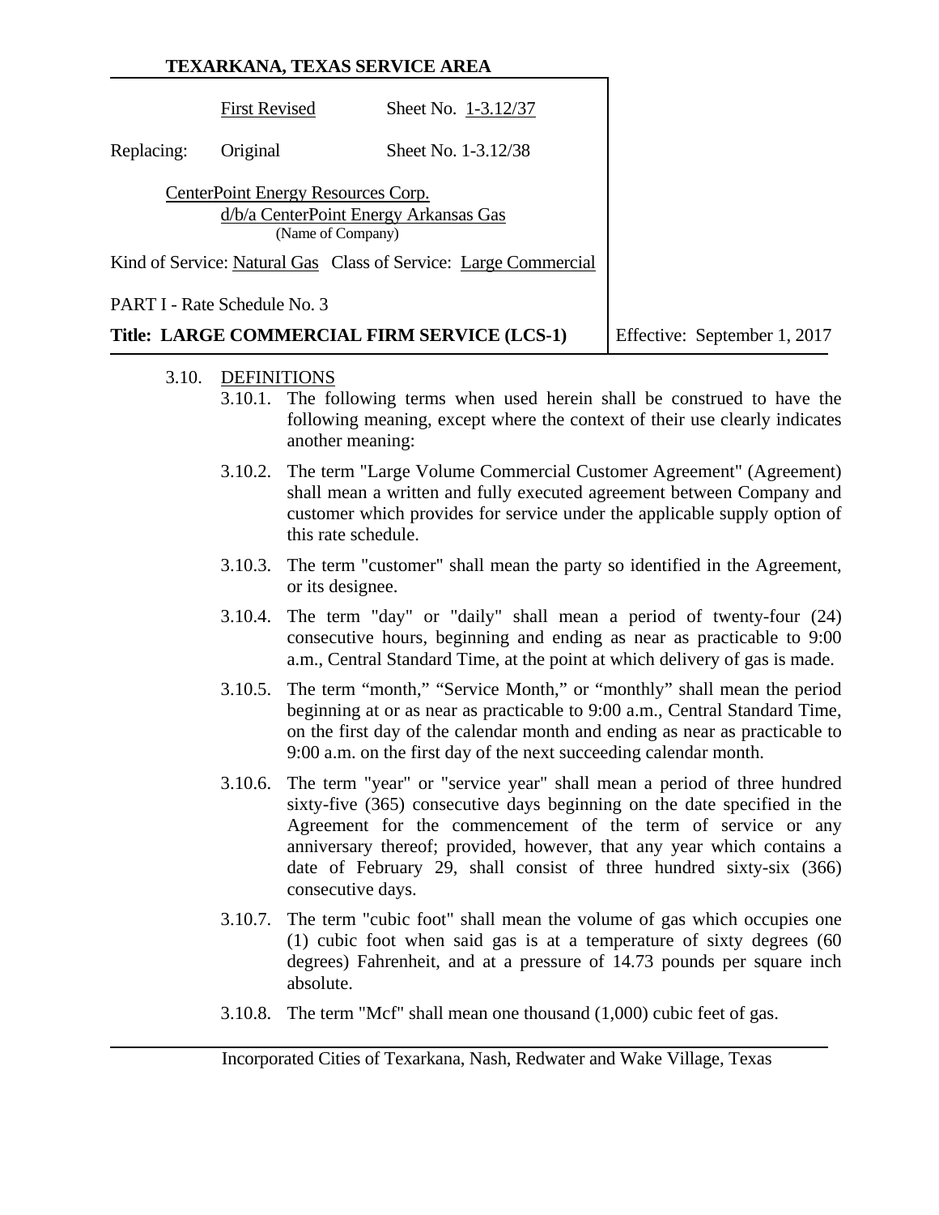**TEXARKANA, TEXAS SERVICE AREA**

| | | |
|---|---|---|
| | First Revised | Sheet No. 1-3.12/37 |
| Replacing: | Original | Sheet No. 1-3.12/38 |

CenterPoint Energy Resources Corp.
d/b/a CenterPoint Energy Arkansas Gas
(Name of Company)

Kind of Service: Natural Gas Class of Service: Large Commercial

PART I - Rate Schedule No. 3

**Title: LARGE COMMERCIAL FIRM SERVICE (LCS-1)**

Effective: September 1, 2017

3.10. DEFINITIONS

3.10.1. The following terms when used herein shall be construed to have the following meaning, except where the context of their use clearly indicates another meaning:

3.10.2. The term "Large Volume Commercial Customer Agreement" (Agreement) shall mean a written and fully executed agreement between Company and customer which provides for service under the applicable supply option of this rate schedule.

3.10.3. The term "customer" shall mean the party so identified in the Agreement, or its designee.

3.10.4. The term "day" or "daily" shall mean a period of twenty-four (24) consecutive hours, beginning and ending as near as practicable to 9:00 a.m., Central Standard Time, at the point at which delivery of gas is made.

3.10.5. The term "month," "Service Month," or "monthly" shall mean the period beginning at or as near as practicable to 9:00 a.m., Central Standard Time, on the first day of the calendar month and ending as near as practicable to 9:00 a.m. on the first day of the next succeeding calendar month.

3.10.6. The term "year" or "service year" shall mean a period of three hundred sixty-five (365) consecutive days beginning on the date specified in the Agreement for the commencement of the term of service or any anniversary thereof; provided, however, that any year which contains a date of February 29, shall consist of three hundred sixty-six (366) consecutive days.

3.10.7. The term "cubic foot" shall mean the volume of gas which occupies one (1) cubic foot when said gas is at a temperature of sixty degrees (60 degrees) Fahrenheit, and at a pressure of 14.73 pounds per square inch absolute.

3.10.8. The term "Mcf" shall mean one thousand (1,000) cubic feet of gas.

Incorporated Cities of Texarkana, Nash, Redwater and Wake Village, Texas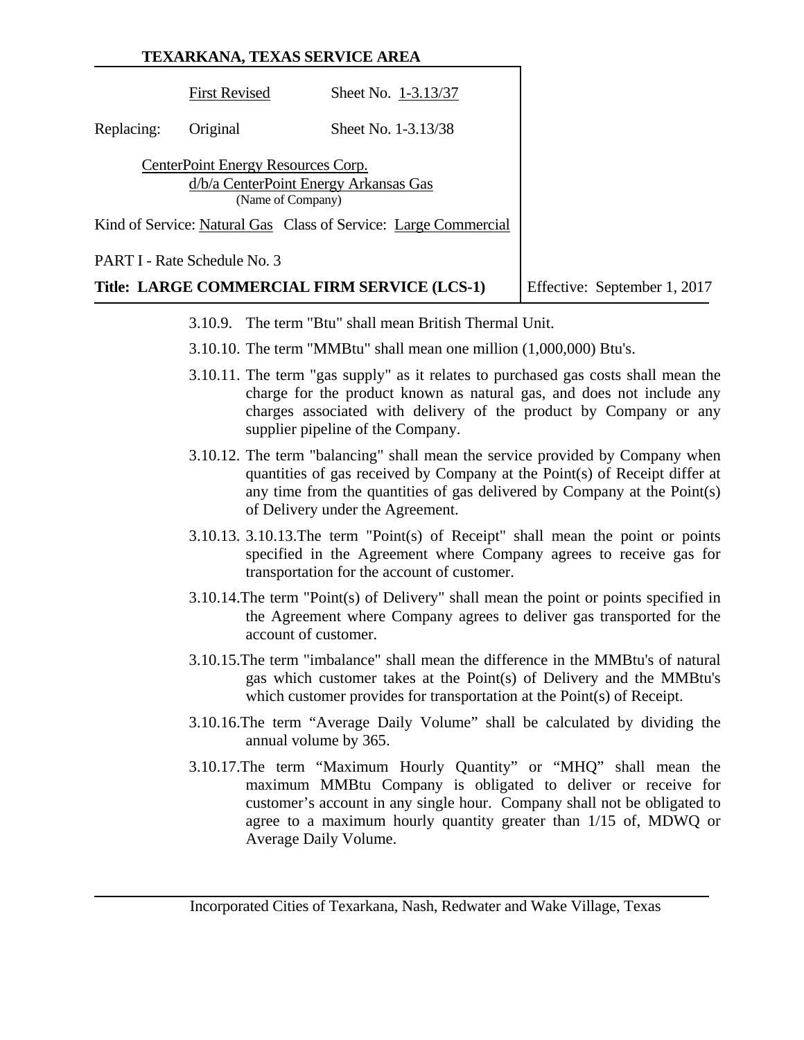3.10.9. The term "Btu" shall mean British Thermal Unit.

3.10.10. The term "MMBtu" shall mean one million (1,000,000) Btu's.

3.10.11. The term "gas supply" as it relates to purchased gas costs shall mean the charge for the product known as natural gas, and does not include any charges associated with delivery of the product by Company or any supplier pipeline of the Company.

3.10.12. The term "balancing" shall mean the service provided by Company when quantities of gas received by Company at the Point(s) of Receipt differ at any time from the quantities of gas delivered by Company at the Point(s) of Delivery under the Agreement.

3.10.13. 3.10.13.The term "Point(s) of Receipt" shall mean the point or points specified in the Agreement where Company agrees to receive gas for transportation for the account of customer.

3.10.14.The term "Point(s) of Delivery" shall mean the point or points specified in the Agreement where Company agrees to deliver gas transported for the account of customer.

3.10.15.The term "imbalance" shall mean the difference in the MMBtu's of natural gas which customer takes at the Point(s) of Delivery and the MMBtu's which customer provides for transportation at the Point(s) of Receipt.

3.10.16.The term “Average Daily Volume” shall be calculated by dividing the annual volume by 365.

3.10.17.The term “Maximum Hourly Quantity” or “MHQ” shall mean the maximum MMBtu Company is obligated to deliver or receive for customer’s account in any single hour. Company shall not be obligated to agree to a maximum hourly quantity greater than 1/15 of, MDWQ or Average Daily Volume.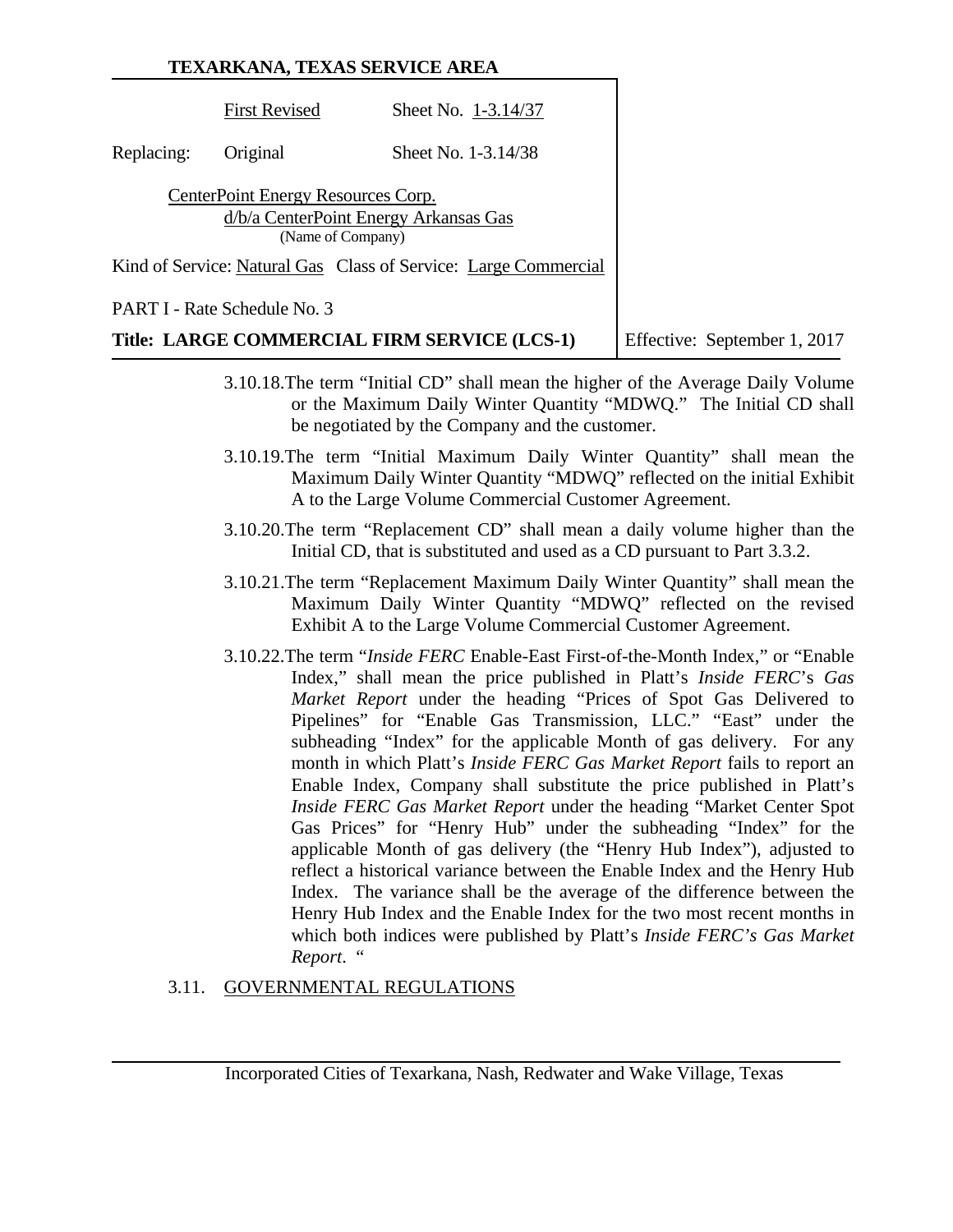3.10.18.The term "Initial CD" shall mean the higher of the Average Daily Volume or the Maximum Daily Winter Quantity "MDWQ." The Initial CD shall be negotiated by the Company and the customer.

3.10.19.The term "Initial Maximum Daily Winter Quantity" shall mean the Maximum Daily Winter Quantity "MDWQ" reflected on the initial Exhibit A to the Large Volume Commercial Customer Agreement.

3.10.20.The term "Replacement CD" shall mean a daily volume higher than the Initial CD, that is substituted and used as a CD pursuant to Part 3.3.2.

3.10.21.The term "Replacement Maximum Daily Winter Quantity" shall mean the Maximum Daily Winter Quantity "MDWQ" reflected on the revised Exhibit A to the Large Volume Commercial Customer Agreement.

3.10.22.The term "*Inside FERC* Enable-East First-of-the-Month Index," or "Enable Index," shall mean the price published in Platt's *Inside FERC*'s *Gas Market Report* under the heading "Prices of Spot Gas Delivered to Pipelines" for "Enable Gas Transmission, LLC." "East" under the subheading "Index" for the applicable Month of gas delivery. For any month in which Platt's *Inside FERC Gas Market Report* fails to report an Enable Index, Company shall substitute the price published in Platt's *Inside FERC Gas Market Report* under the heading "Market Center Spot Gas Prices" for "Henry Hub" under the subheading "Index" for the applicable Month of gas delivery (the "Henry Hub Index"), adjusted to reflect a historical variance between the Enable Index and the Henry Hub Index. The variance shall be the average of the difference between the Henry Hub Index and the Enable Index for the two most recent months in which both indices were published by Platt's *Inside FERC's Gas Market Report*. "

3.11. GOVERNMENTAL REGULATIONS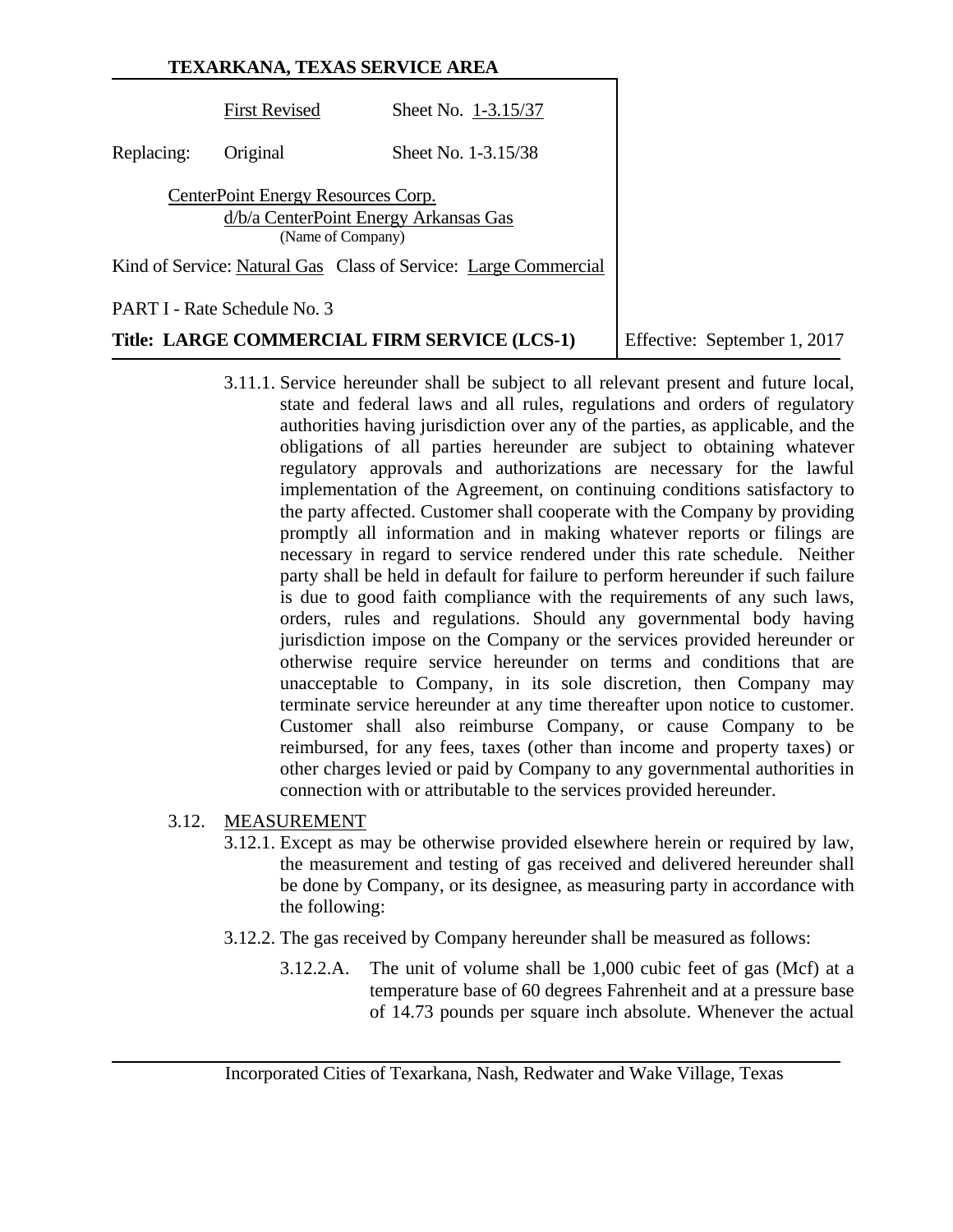3.11.1. Service hereunder shall be subject to all relevant present and future local, state and federal laws and all rules, regulations and orders of regulatory authorities having jurisdiction over any of the parties, as applicable, and the obligations of all parties hereunder are subject to obtaining whatever regulatory approvals and authorizations are necessary for the lawful implementation of the Agreement, on continuing conditions satisfactory to the party affected. Customer shall cooperate with the Company by providing promptly all information and in making whatever reports or filings are necessary in regard to service rendered under this rate schedule. Neither party shall be held in default for failure to perform hereunder if such failure is due to good faith compliance with the requirements of any such laws, orders, rules and regulations. Should any governmental body having jurisdiction impose on the Company or the services provided hereunder or otherwise require service hereunder on terms and conditions that are unacceptable to Company, in its sole discretion, then Company may terminate service hereunder at any time thereafter upon notice to customer. Customer shall also reimburse Company, or cause Company to be reimbursed, for any fees, taxes (other than income and property taxes) or other charges levied or paid by Company to any governmental authorities in connection with or attributable to the services provided hereunder.

3.12. MEASUREMENT

3.12.1. Except as may be otherwise provided elsewhere herein or required by law, the measurement and testing of gas received and delivered hereunder shall be done by Company, or its designee, as measuring party in accordance with the following:

3.12.2. The gas received by Company hereunder shall be measured as follows:

3.12.2.A. The unit of volume shall be 1,000 cubic feet of gas (Mcf) at a temperature base of 60 degrees Fahrenheit and at a pressure base of 14.73 pounds per square inch absolute. Whenever the actual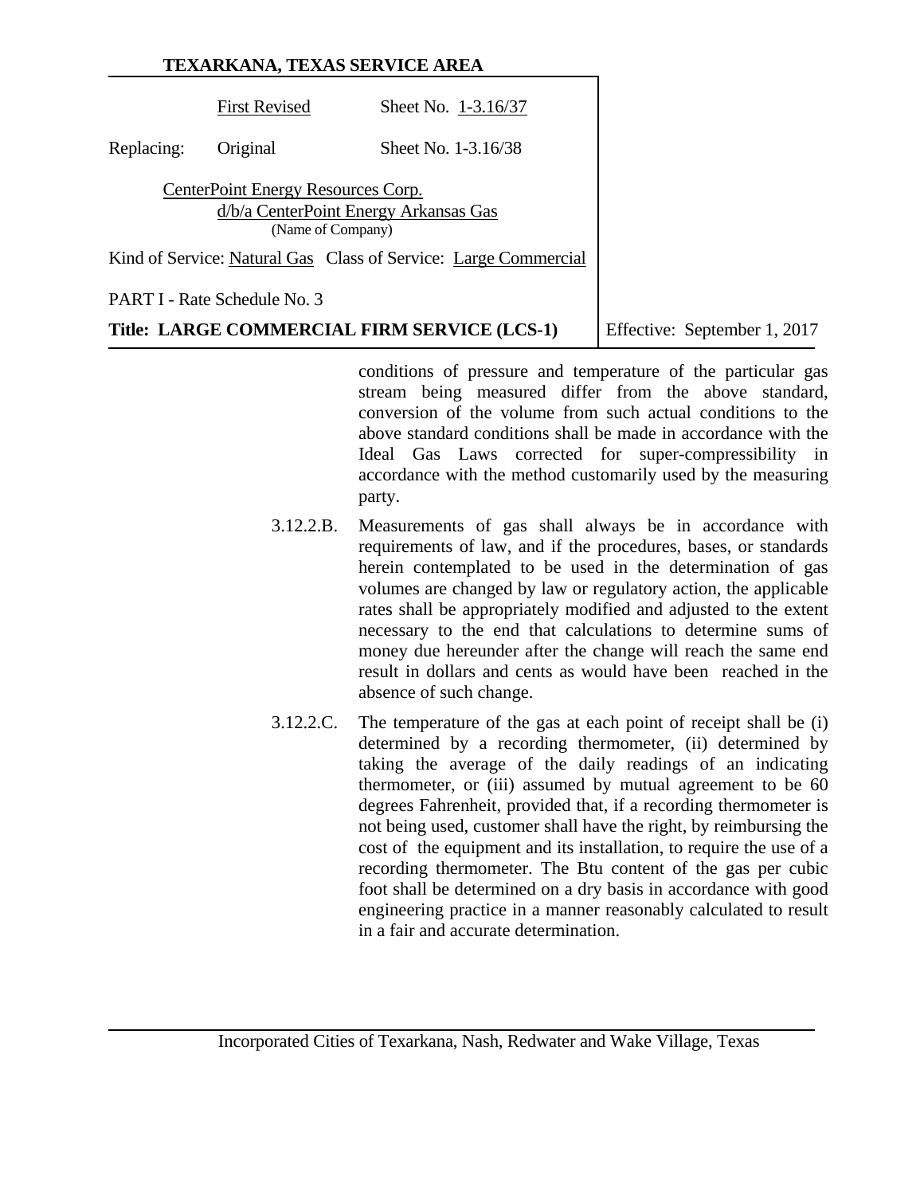conditions of pressure and temperature of the particular gas stream being measured differ from the above standard, conversion of the volume from such actual conditions to the above standard conditions shall be made in accordance with the Ideal Gas Laws corrected for super-compressibility in accordance with the method customarily used by the measuring party.

3.12.2.B. Measurements of gas shall always be in accordance with requirements of law, and if the procedures, bases, or standards herein contemplated to be used in the determination of gas volumes are changed by law or regulatory action, the applicable rates shall be appropriately modified and adjusted to the extent necessary to the end that calculations to determine sums of money due hereunder after the change will reach the same end result in dollars and cents as would have been reached in the absence of such change.

3.12.2.C. The temperature of the gas at each point of receipt shall be (i) determined by a recording thermometer, (ii) determined by taking the average of the daily readings of an indicating thermometer, or (iii) assumed by mutual agreement to be 60 degrees Fahrenheit, provided that, if a recording thermometer is not being used, customer shall have the right, by reimbursing the cost of the equipment and its installation, to require the use of a recording thermometer. The Btu content of the gas per cubic foot shall be determined on a dry basis in accordance with good engineering practice in a manner reasonably calculated to result in a fair and accurate determination.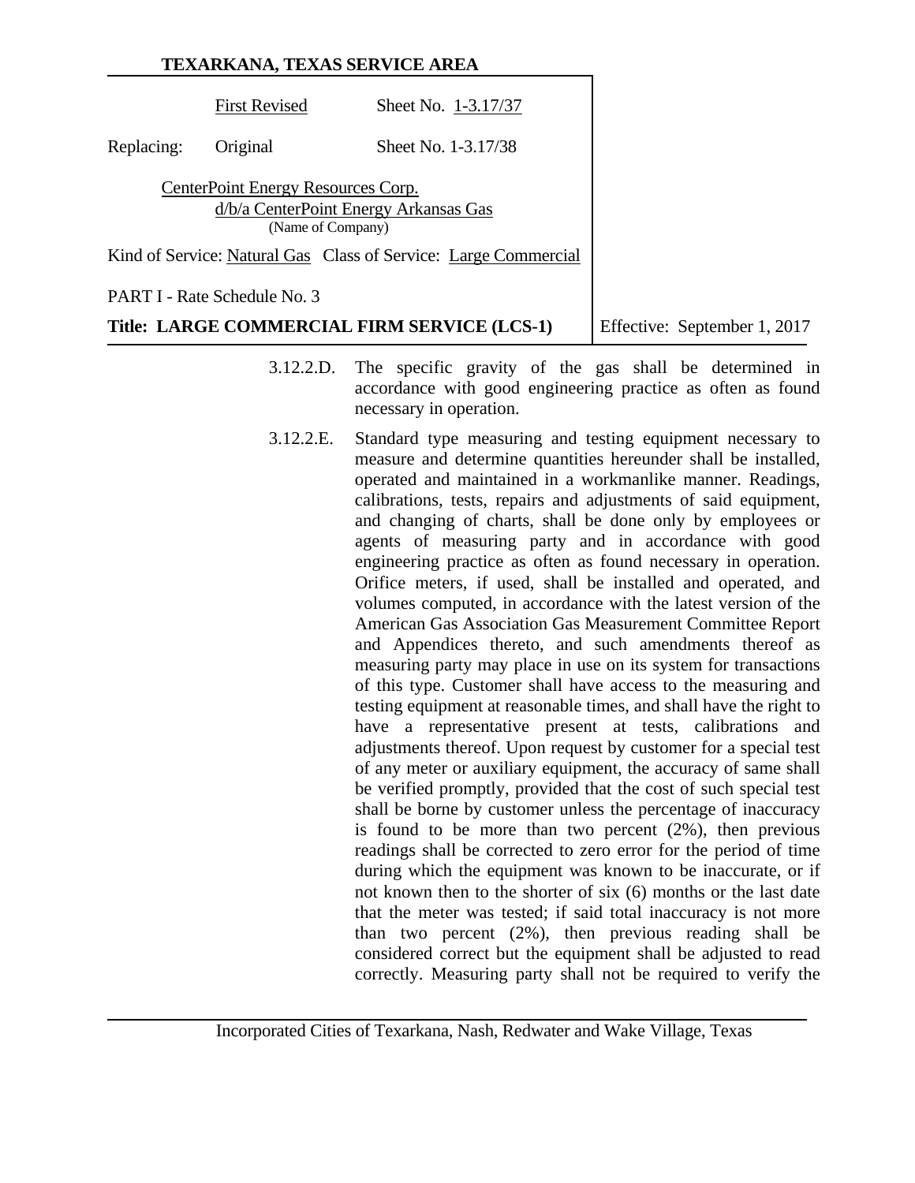3.12.2.D. The specific gravity of the gas shall be determined in accordance with good engineering practice as often as found necessary in operation.

3.12.2.E. Standard type measuring and testing equipment necessary to measure and determine quantities hereunder shall be installed, operated and maintained in a workmanlike manner. Readings, calibrations, tests, repairs and adjustments of said equipment, and changing of charts, shall be done only by employees or agents of measuring party and in accordance with good engineering practice as often as found necessary in operation. Orifice meters, if used, shall be installed and operated, and volumes computed, in accordance with the latest version of the American Gas Association Gas Measurement Committee Report and Appendices thereto, and such amendments thereof as measuring party may place in use on its system for transactions of this type. Customer shall have access to the measuring and testing equipment at reasonable times, and shall have the right to have a representative present at tests, calibrations and adjustments thereof. Upon request by customer for a special test of any meter or auxiliary equipment, the accuracy of same shall be verified promptly, provided that the cost of such special test shall be borne by customer unless the percentage of inaccuracy is found to be more than two percent (2%), then previous readings shall be corrected to zero error for the period of time during which the equipment was known to be inaccurate, or if not known then to the shorter of six (6) months or the last date that the meter was tested; if said total inaccuracy is not more than two percent (2%), then previous reading shall be considered correct but the equipment shall be adjusted to read correctly. Measuring party shall not be required to verify the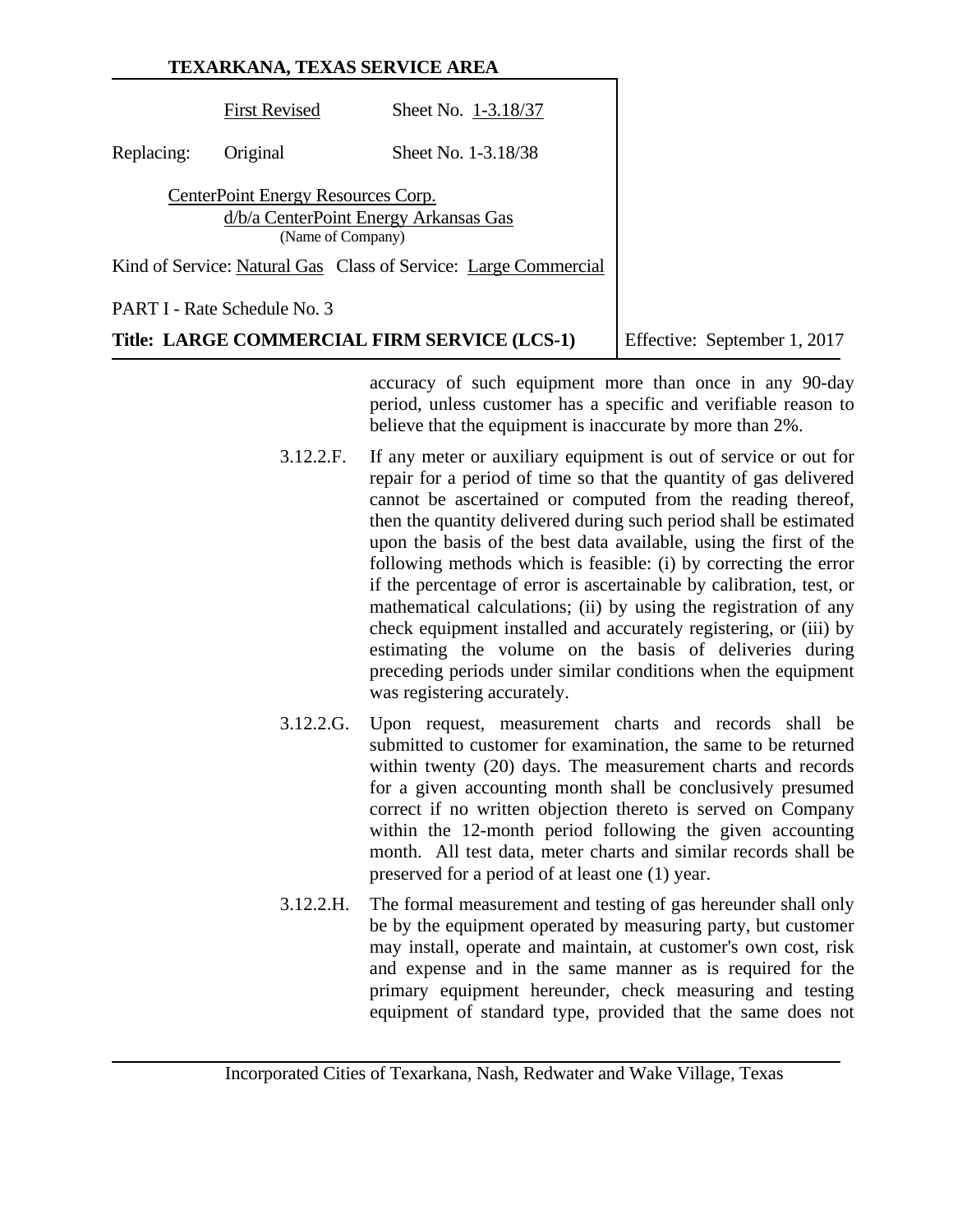accuracy of such equipment more than once in any 90-day period, unless customer has a specific and verifiable reason to believe that the equipment is inaccurate by more than 2%.

3.12.2.F. If any meter or auxiliary equipment is out of service or out for repair for a period of time so that the quantity of gas delivered cannot be ascertained or computed from the reading thereof, then the quantity delivered during such period shall be estimated upon the basis of the best data available, using the first of the following methods which is feasible: (i) by correcting the error if the percentage of error is ascertainable by calibration, test, or mathematical calculations; (ii) by using the registration of any check equipment installed and accurately registering, or (iii) by estimating the volume on the basis of deliveries during preceding periods under similar conditions when the equipment was registering accurately.

3.12.2.G. Upon request, measurement charts and records shall be submitted to customer for examination, the same to be returned within twenty (20) days. The measurement charts and records for a given accounting month shall be conclusively presumed correct if no written objection thereto is served on Company within the 12-month period following the given accounting month. All test data, meter charts and similar records shall be preserved for a period of at least one (1) year.

3.12.2.H. The formal measurement and testing of gas hereunder shall only be by the equipment operated by measuring party, but customer may install, operate and maintain, at customer's own cost, risk and expense and in the same manner as is required for the primary equipment hereunder, check measuring and testing equipment of standard type, provided that the same does not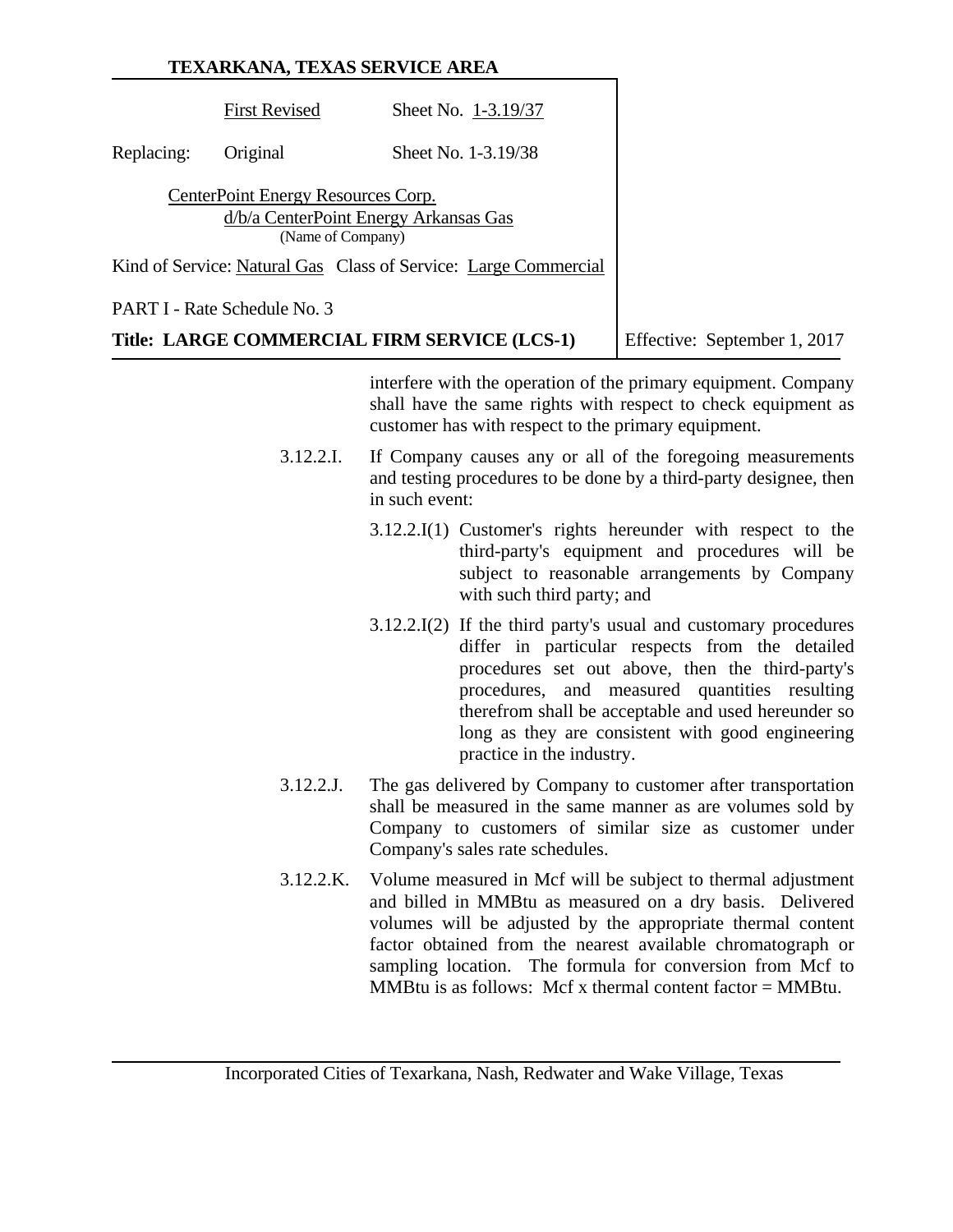interfere with the operation of the primary equipment. Company shall have the same rights with respect to check equipment as customer has with respect to the primary equipment.

3.12.2.I. If Company causes any or all of the foregoing measurements and testing procedures to be done by a third-party designee, then in such event:

3.12.2.I(1) Customer's rights hereunder with respect to the third-party's equipment and procedures will be subject to reasonable arrangements by Company with such third party; and

3.12.2.I(2) If the third party's usual and customary procedures differ in particular respects from the detailed procedures set out above, then the third-party's procedures, and measured quantities resulting therefrom shall be acceptable and used hereunder so long as they are consistent with good engineering practice in the industry.

3.12.2.J. The gas delivered by Company to customer after transportation shall be measured in the same manner as are volumes sold by Company to customers of similar size as customer under Company's sales rate schedules.

3.12.2.K. Volume measured in Mcf will be subject to thermal adjustment and billed in MMBtu as measured on a dry basis. Delivered volumes will be adjusted by the appropriate thermal content factor obtained from the nearest available chromatograph or sampling location. The formula for conversion from Mcf to MMBtu is as follows: Mcf x thermal content factor = MMBtu.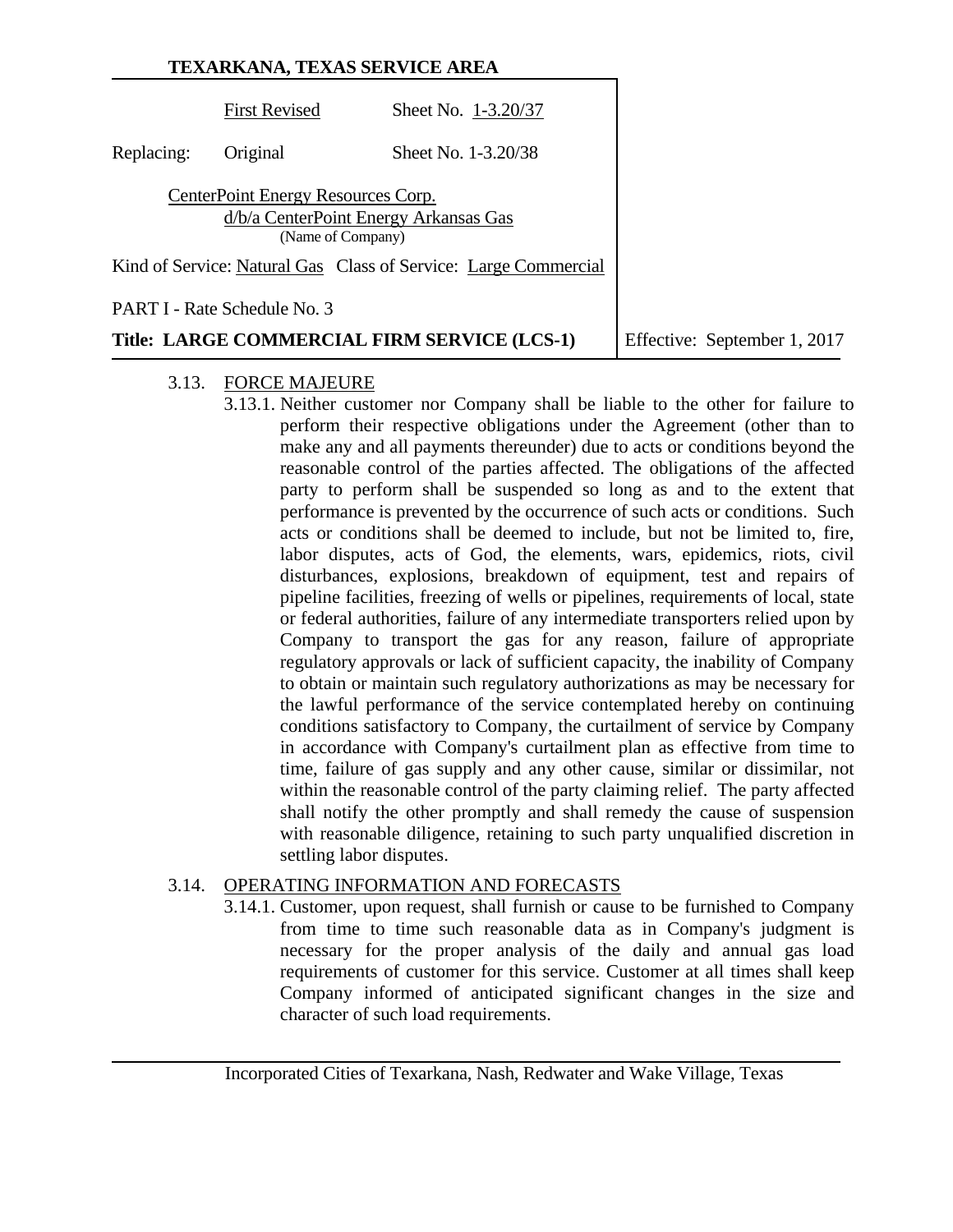### 3.13. FORCE MAJEURE

3.13.1. Neither customer nor Company shall be liable to the other for failure to perform their respective obligations under the Agreement (other than to make any and all payments thereunder) due to acts or conditions beyond the reasonable control of the parties affected. The obligations of the affected party to perform shall be suspended so long as and to the extent that performance is prevented by the occurrence of such acts or conditions. Such acts or conditions shall be deemed to include, but not be limited to, fire, labor disputes, acts of God, the elements, wars, epidemics, riots, civil disturbances, explosions, breakdown of equipment, test and repairs of pipeline facilities, freezing of wells or pipelines, requirements of local, state or federal authorities, failure of any intermediate transporters relied upon by Company to transport the gas for any reason, failure of appropriate regulatory approvals or lack of sufficient capacity, the inability of Company to obtain or maintain such regulatory authorizations as may be necessary for the lawful performance of the service contemplated hereby on continuing conditions satisfactory to Company, the curtailment of service by Company in accordance with Company's curtailment plan as effective from time to time, failure of gas supply and any other cause, similar or dissimilar, not within the reasonable control of the party claiming relief. The party affected shall notify the other promptly and shall remedy the cause of suspension with reasonable diligence, retaining to such party unqualified discretion in settling labor disputes.

### 3.14. OPERATING INFORMATION AND FORECASTS

3.14.1. Customer, upon request, shall furnish or cause to be furnished to Company from time to time such reasonable data as in Company's judgment is necessary for the proper analysis of the daily and annual gas load requirements of customer for this service. Customer at all times shall keep Company informed of anticipated significant changes in the size and character of such load requirements.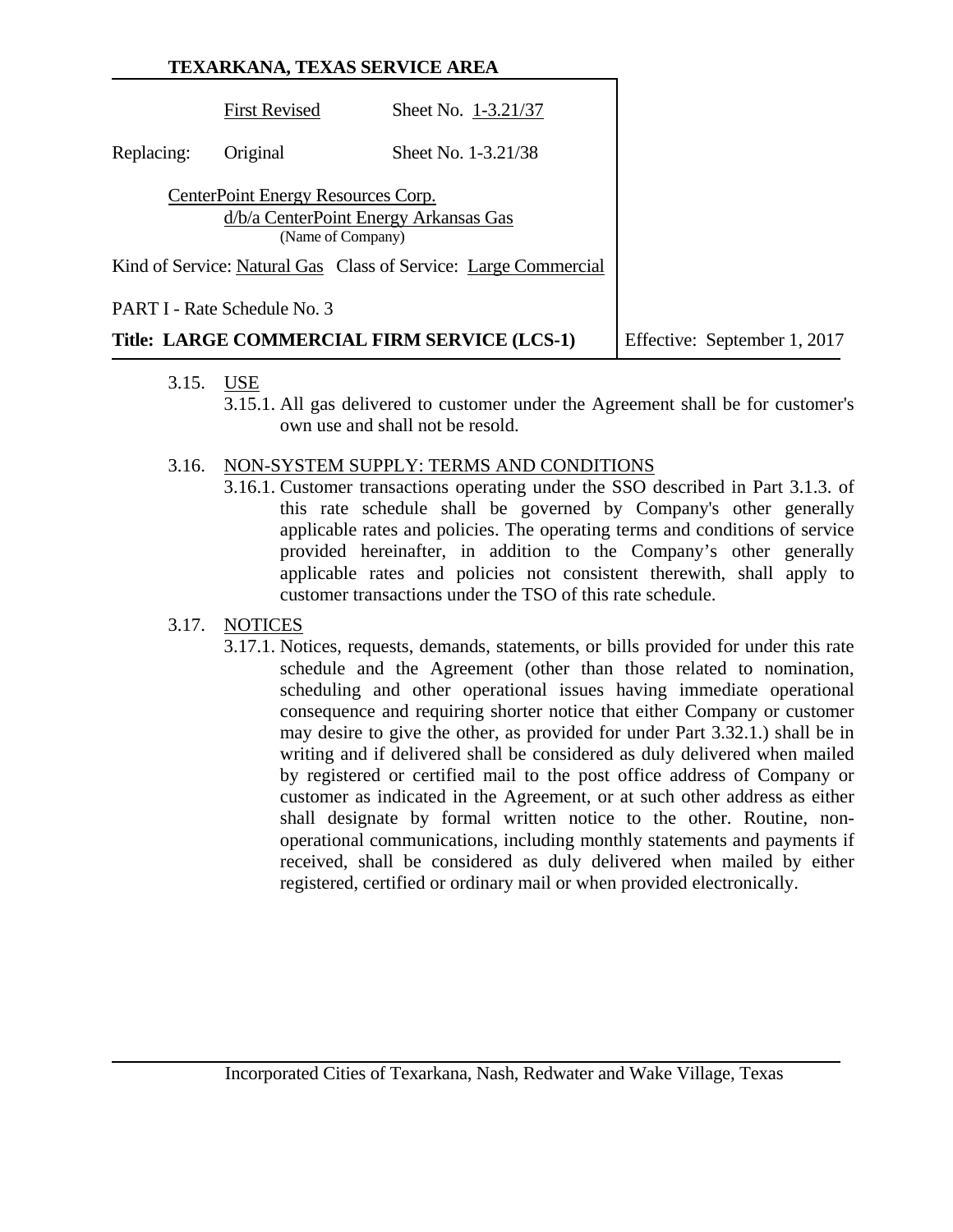3.15. USE

3.15.1. All gas delivered to customer under the Agreement shall be for customer's own use and shall not be resold.

3.16. NON-SYSTEM SUPPLY: TERMS AND CONDITIONS

3.16.1. Customer transactions operating under the SSO described in Part 3.1.3. of this rate schedule shall be governed by Company's other generally applicable rates and policies. The operating terms and conditions of service provided hereinafter, in addition to the Company's other generally applicable rates and policies not consistent therewith, shall apply to customer transactions under the TSO of this rate schedule.

3.17. NOTICES

3.17.1. Notices, requests, demands, statements, or bills provided for under this rate schedule and the Agreement (other than those related to nomination, scheduling and other operational issues having immediate operational consequence and requiring shorter notice that either Company or customer may desire to give the other, as provided for under Part 3.32.1.) shall be in writing and if delivered shall be considered as duly delivered when mailed by registered or certified mail to the post office address of Company or customer as indicated in the Agreement, or at such other address as either shall designate by formal written notice to the other. Routine, non-operational communications, including monthly statements and payments if received, shall be considered as duly delivered when mailed by either registered, certified or ordinary mail or when provided electronically.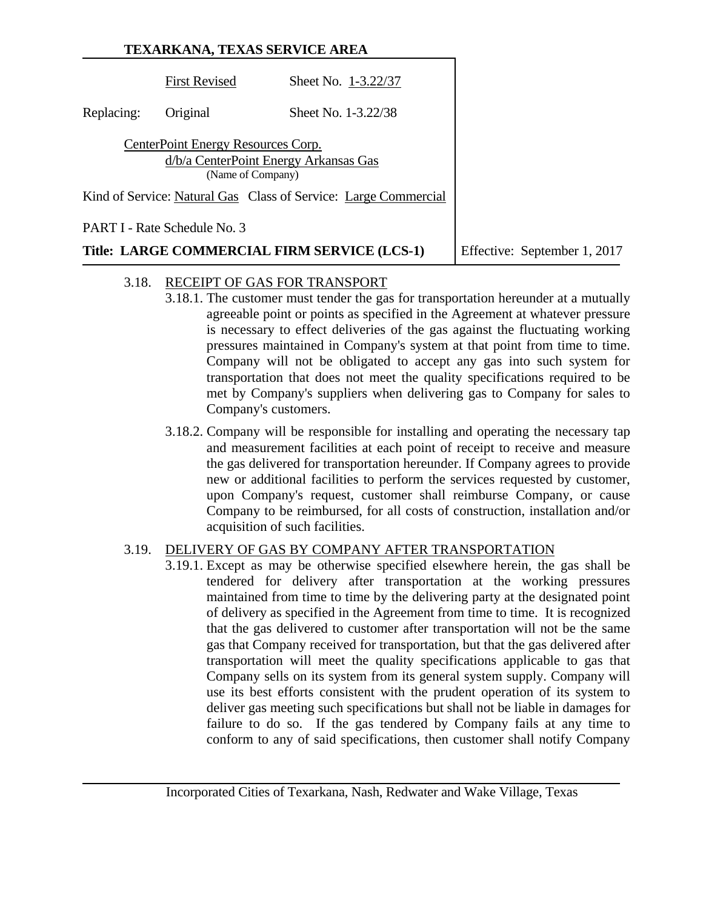### 3.18. RECEIPT OF GAS FOR TRANSPORT

3.18.1. The customer must tender the gas for transportation hereunder at a mutually agreeable point or points as specified in the Agreement at whatever pressure is necessary to effect deliveries of the gas against the fluctuating working pressures maintained in Company's system at that point from time to time. Company will not be obligated to accept any gas into such system for transportation that does not meet the quality specifications required to be met by Company's suppliers when delivering gas to Company for sales to Company's customers.

3.18.2. Company will be responsible for installing and operating the necessary tap and measurement facilities at each point of receipt to receive and measure the gas delivered for transportation hereunder. If Company agrees to provide new or additional facilities to perform the services requested by customer, upon Company's request, customer shall reimburse Company, or cause Company to be reimbursed, for all costs of construction, installation and/or acquisition of such facilities.

### 3.19. DELIVERY OF GAS BY COMPANY AFTER TRANSPORTATION

3.19.1. Except as may be otherwise specified elsewhere herein, the gas shall be tendered for delivery after transportation at the working pressures maintained from time to time by the delivering party at the designated point of delivery as specified in the Agreement from time to time. It is recognized that the gas delivered to customer after transportation will not be the same gas that Company received for transportation, but that the gas delivered after transportation will meet the quality specifications applicable to gas that Company sells on its system from its general system supply. Company will use its best efforts consistent with the prudent operation of its system to deliver gas meeting such specifications but shall not be liable in damages for failure to do so. If the gas tendered by Company fails at any time to conform to any of said specifications, then customer shall notify Company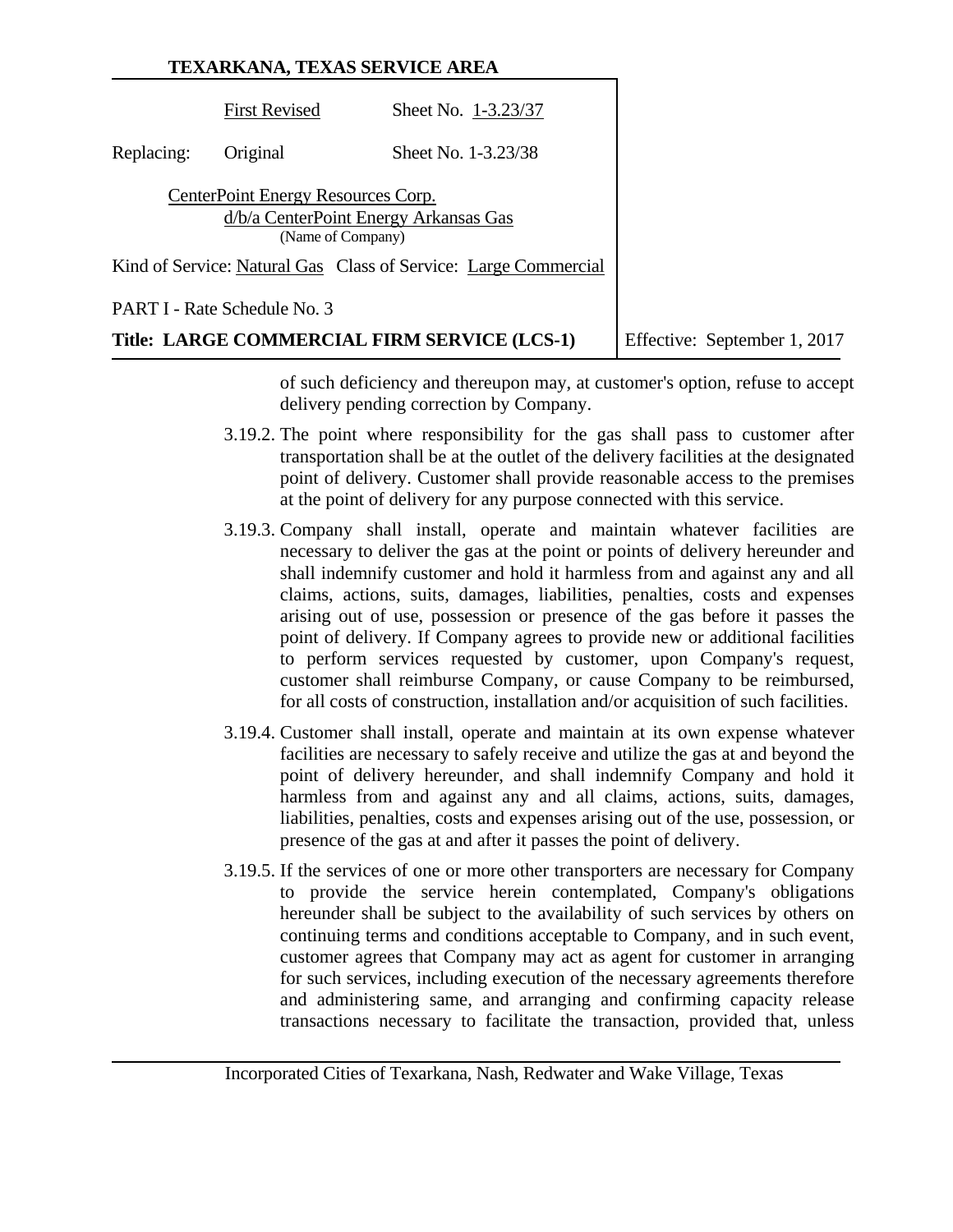of such deficiency and thereupon may, at customer's option, refuse to accept delivery pending correction by Company.

3.19.2. The point where responsibility for the gas shall pass to customer after transportation shall be at the outlet of the delivery facilities at the designated point of delivery. Customer shall provide reasonable access to the premises at the point of delivery for any purpose connected with this service.

3.19.3. Company shall install, operate and maintain whatever facilities are necessary to deliver the gas at the point or points of delivery hereunder and shall indemnify customer and hold it harmless from and against any and all claims, actions, suits, damages, liabilities, penalties, costs and expenses arising out of use, possession or presence of the gas before it passes the point of delivery. If Company agrees to provide new or additional facilities to perform services requested by customer, upon Company's request, customer shall reimburse Company, or cause Company to be reimbursed, for all costs of construction, installation and/or acquisition of such facilities.

3.19.4. Customer shall install, operate and maintain at its own expense whatever facilities are necessary to safely receive and utilize the gas at and beyond the point of delivery hereunder, and shall indemnify Company and hold it harmless from and against any and all claims, actions, suits, damages, liabilities, penalties, costs and expenses arising out of the use, possession, or presence of the gas at and after it passes the point of delivery.

3.19.5. If the services of one or more other transporters are necessary for Company to provide the service herein contemplated, Company's obligations hereunder shall be subject to the availability of such services by others on continuing terms and conditions acceptable to Company, and in such event, customer agrees that Company may act as agent for customer in arranging for such services, including execution of the necessary agreements therefore and administering same, and arranging and confirming capacity release transactions necessary to facilitate the transaction, provided that, unless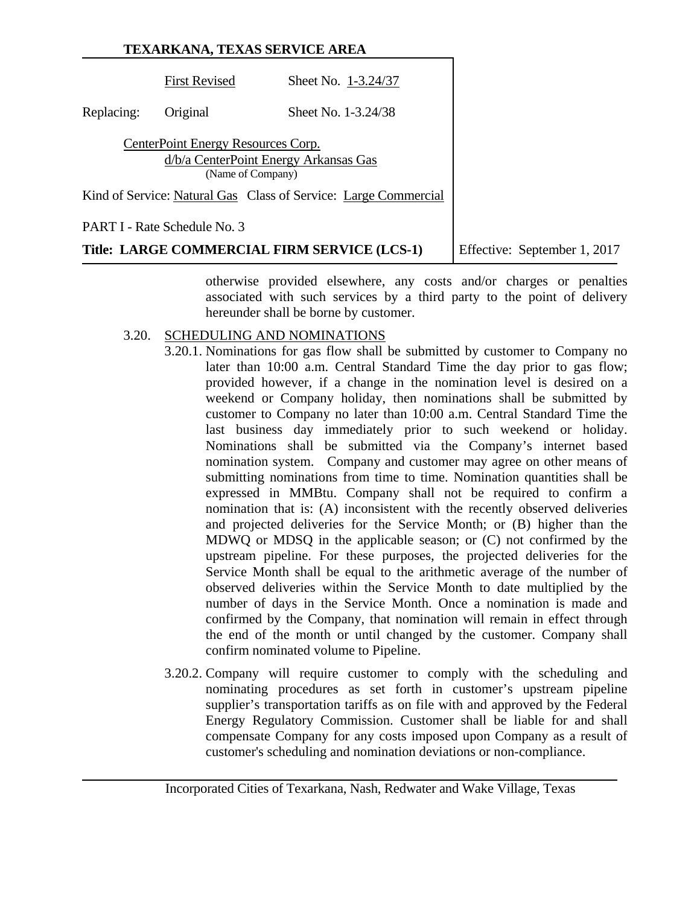otherwise provided elsewhere, any costs and/or charges or penalties associated with such services by a third party to the point of delivery hereunder shall be borne by customer.

3.20. SCHEDULING AND NOMINATIONS

3.20.1. Nominations for gas flow shall be submitted by customer to Company no later than 10:00 a.m. Central Standard Time the day prior to gas flow; provided however, if a change in the nomination level is desired on a weekend or Company holiday, then nominations shall be submitted by customer to Company no later than 10:00 a.m. Central Standard Time the last business day immediately prior to such weekend or holiday. Nominations shall be submitted via the Company's internet based nomination system. Company and customer may agree on other means of submitting nominations from time to time. Nomination quantities shall be expressed in MMBtu. Company shall not be required to confirm a nomination that is: (A) inconsistent with the recently observed deliveries and projected deliveries for the Service Month; or (B) higher than the MDWQ or MDSQ in the applicable season; or (C) not confirmed by the upstream pipeline. For these purposes, the projected deliveries for the Service Month shall be equal to the arithmetic average of the number of observed deliveries within the Service Month to date multiplied by the number of days in the Service Month. Once a nomination is made and confirmed by the Company, that nomination will remain in effect through the end of the month or until changed by the customer. Company shall confirm nominated volume to Pipeline.

3.20.2. Company will require customer to comply with the scheduling and nominating procedures as set forth in customer's upstream pipeline supplier's transportation tariffs as on file with and approved by the Federal Energy Regulatory Commission. Customer shall be liable for and shall compensate Company for any costs imposed upon Company as a result of customer's scheduling and nomination deviations or non-compliance.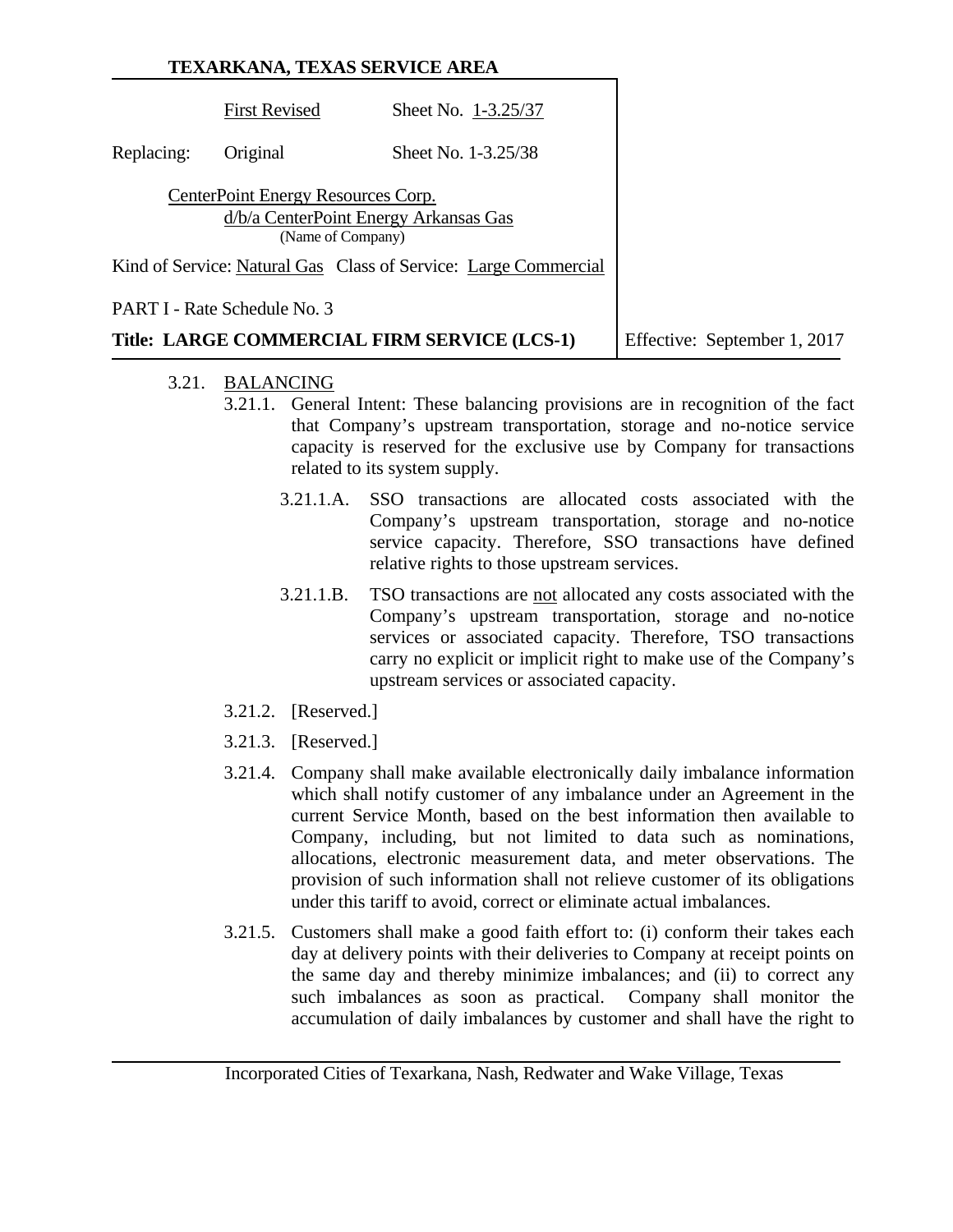#### 3.21. BALANCING

3.21.1. General Intent: These balancing provisions are in recognition of the fact that Company's upstream transportation, storage and no-notice service capacity is reserved for the exclusive use by Company for transactions related to its system supply.

3.21.1.A. SSO transactions are allocated costs associated with the Company's upstream transportation, storage and no-notice service capacity. Therefore, SSO transactions have defined relative rights to those upstream services.

3.21.1.B. TSO transactions are not allocated any costs associated with the Company's upstream transportation, storage and no-notice services or associated capacity. Therefore, TSO transactions carry no explicit or implicit right to make use of the Company's upstream services or associated capacity.

3.21.2. [Reserved.]

3.21.3. [Reserved.]

3.21.4. Company shall make available electronically daily imbalance information which shall notify customer of any imbalance under an Agreement in the current Service Month, based on the best information then available to Company, including, but not limited to data such as nominations, allocations, electronic measurement data, and meter observations. The provision of such information shall not relieve customer of its obligations under this tariff to avoid, correct or eliminate actual imbalances.

3.21.5. Customers shall make a good faith effort to: (i) conform their takes each day at delivery points with their deliveries to Company at receipt points on the same day and thereby minimize imbalances; and (ii) to correct any such imbalances as soon as practical. Company shall monitor the accumulation of daily imbalances by customer and shall have the right to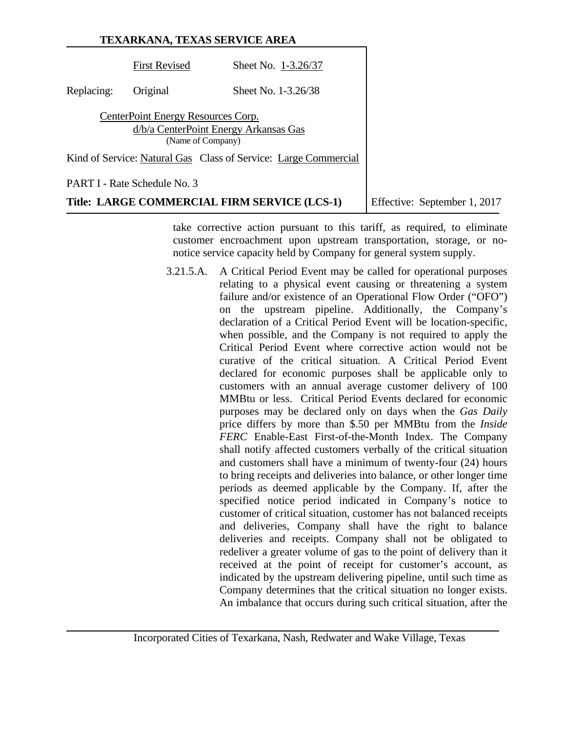take corrective action pursuant to this tariff, as required, to eliminate customer encroachment upon upstream transportation, storage, or no-notice service capacity held by Company for general system supply.

3.21.5.A. A Critical Period Event may be called for operational purposes relating to a physical event causing or threatening a system failure and/or existence of an Operational Flow Order ("OFO") on the upstream pipeline. Additionally, the Company's declaration of a Critical Period Event will be location-specific, when possible, and the Company is not required to apply the Critical Period Event where corrective action would not be curative of the critical situation. A Critical Period Event declared for economic purposes shall be applicable only to customers with an annual average customer delivery of 100 MMBtu or less. Critical Period Events declared for economic purposes may be declared only on days when the *Gas Daily* price differs by more than \$.50 per MMBtu from the *Inside FERC* Enable-East First-of-the-Month Index. The Company shall notify affected customers verbally of the critical situation and customers shall have a minimum of twenty-four (24) hours to bring receipts and deliveries into balance, or other longer time periods as deemed applicable by the Company. If, after the specified notice period indicated in Company's notice to customer of critical situation, customer has not balanced receipts and deliveries, Company shall have the right to balance deliveries and receipts. Company shall not be obligated to redeliver a greater volume of gas to the point of delivery than it received at the point of receipt for customer's account, as indicated by the upstream delivering pipeline, until such time as Company determines that the critical situation no longer exists. An imbalance that occurs during such critical situation, after the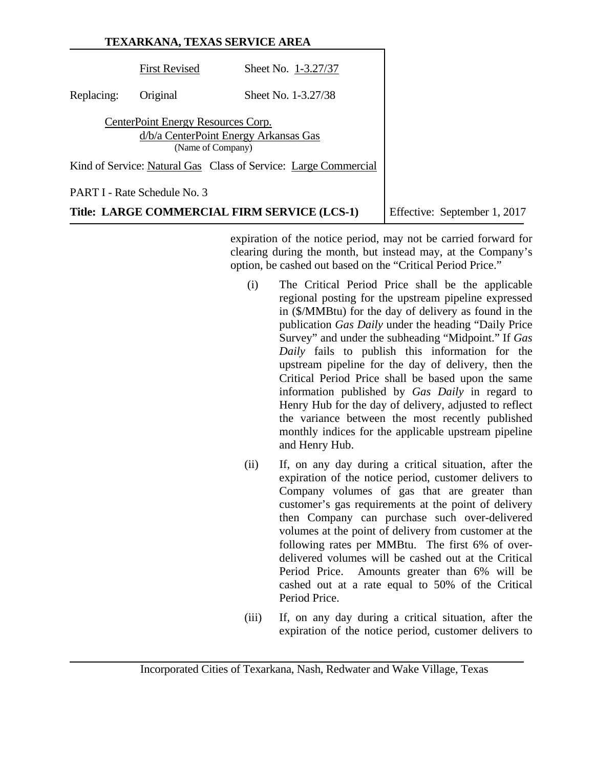expiration of the notice period, may not be carried forward for clearing during the month, but instead may, at the Company's option, be cashed out based on the "Critical Period Price."

(i) The Critical Period Price shall be the applicable regional posting for the upstream pipeline expressed in ($/MMBtu) for the day of delivery as found in the publication *Gas Daily* under the heading "Daily Price Survey" and under the subheading "Midpoint." If *Gas Daily* fails to publish this information for the upstream pipeline for the day of delivery, then the Critical Period Price shall be based upon the same information published by *Gas Daily* in regard to Henry Hub for the day of delivery, adjusted to reflect the variance between the most recently published monthly indices for the applicable upstream pipeline and Henry Hub.

(ii) If, on any day during a critical situation, after the expiration of the notice period, customer delivers to Company volumes of gas that are greater than customer's gas requirements at the point of delivery then Company can purchase such over-delivered volumes at the point of delivery from customer at the following rates per MMBtu. The first 6% of over-delivered volumes will be cashed out at the Critical Period Price. Amounts greater than 6% will be cashed out at a rate equal to 50% of the Critical Period Price.

(iii) If, on any day during a critical situation, after the expiration of the notice period, customer delivers to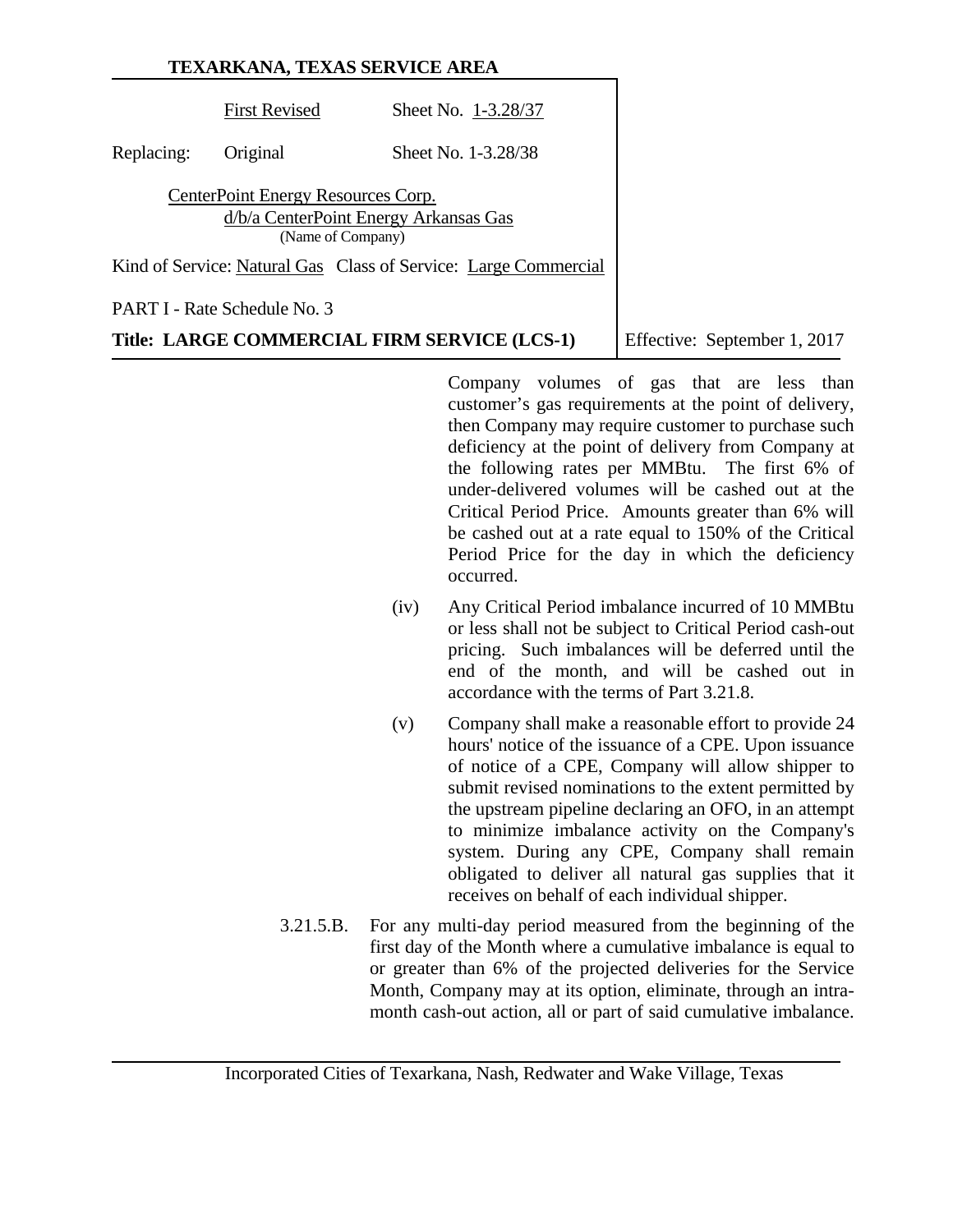Company volumes of gas that are less than customer's gas requirements at the point of delivery, then Company may require customer to purchase such deficiency at the point of delivery from Company at the following rates per MMBtu. The first 6% of under-delivered volumes will be cashed out at the Critical Period Price. Amounts greater than 6% will be cashed out at a rate equal to 150% of the Critical Period Price for the day in which the deficiency occurred.

(iv) Any Critical Period imbalance incurred of 10 MMBtu or less shall not be subject to Critical Period cash-out pricing. Such imbalances will be deferred until the end of the month, and will be cashed out in accordance with the terms of Part 3.21.8.

(v) Company shall make a reasonable effort to provide 24 hours' notice of the issuance of a CPE. Upon issuance of notice of a CPE, Company will allow shipper to submit revised nominations to the extent permitted by the upstream pipeline declaring an OFO, in an attempt to minimize imbalance activity on the Company's system. During any CPE, Company shall remain obligated to deliver all natural gas supplies that it receives on behalf of each individual shipper.

3.21.5.B. For any multi-day period measured from the beginning of the first day of the Month where a cumulative imbalance is equal to or greater than 6% of the projected deliveries for the Service Month, Company may at its option, eliminate, through an intra-month cash-out action, all or part of said cumulative imbalance.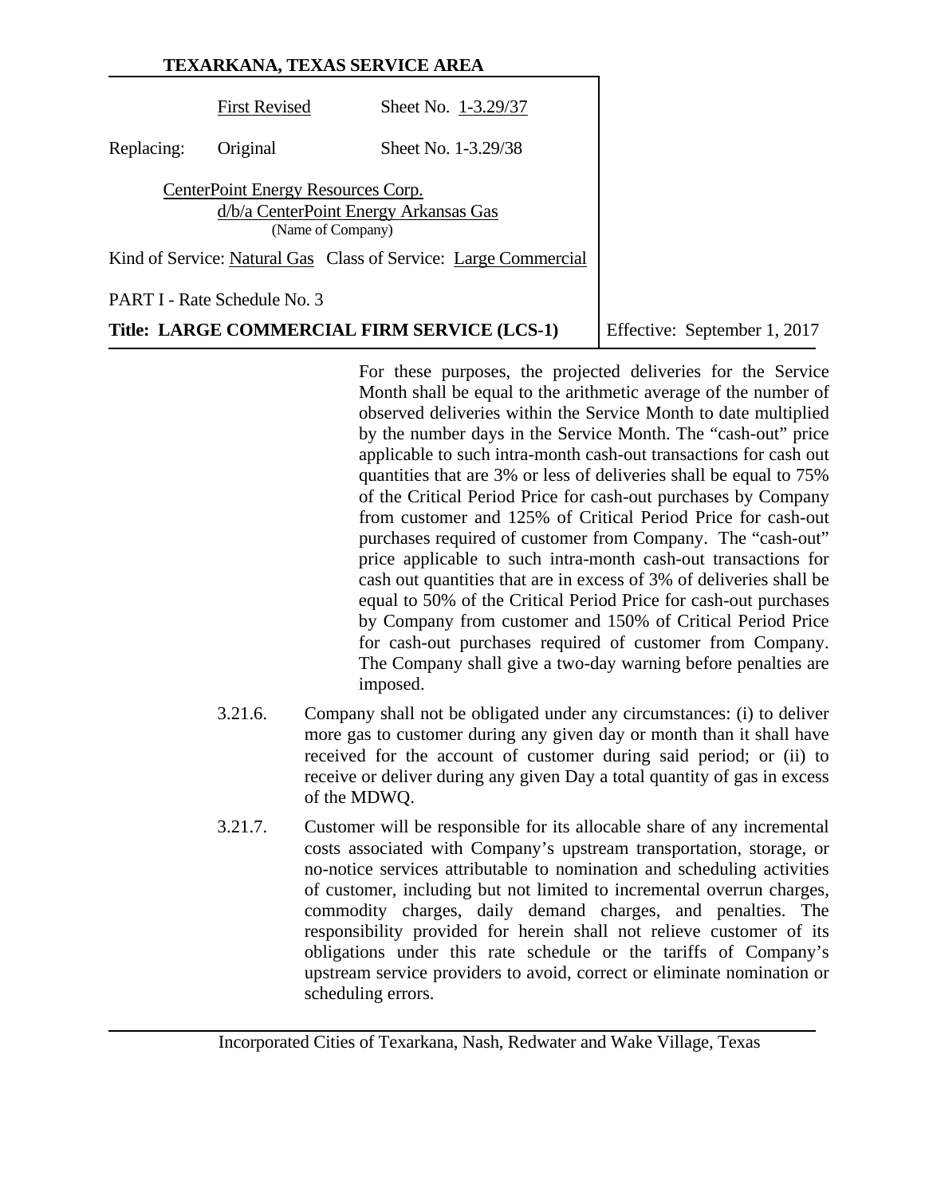For these purposes, the projected deliveries for the Service Month shall be equal to the arithmetic average of the number of observed deliveries within the Service Month to date multiplied by the number days in the Service Month. The "cash-out" price applicable to such intra-month cash-out transactions for cash out quantities that are 3% or less of deliveries shall be equal to 75% of the Critical Period Price for cash-out purchases by Company from customer and 125% of Critical Period Price for cash-out purchases required of customer from Company. The "cash-out" price applicable to such intra-month cash-out transactions for cash out quantities that are in excess of 3% of deliveries shall be equal to 50% of the Critical Period Price for cash-out purchases by Company from customer and 150% of Critical Period Price for cash-out purchases required of customer from Company. The Company shall give a two-day warning before penalties are imposed.

3.21.6. Company shall not be obligated under any circumstances: (i) to deliver more gas to customer during any given day or month than it shall have received for the account of customer during said period; or (ii) to receive or deliver during any given Day a total quantity of gas in excess of the MDWQ.

3.21.7. Customer will be responsible for its allocable share of any incremental costs associated with Company's upstream transportation, storage, or no-notice services attributable to nomination and scheduling activities of customer, including but not limited to incremental overrun charges, commodity charges, daily demand charges, and penalties. The responsibility provided for herein shall not relieve customer of its obligations under this rate schedule or the tariffs of Company's upstream service providers to avoid, correct or eliminate nomination or scheduling errors.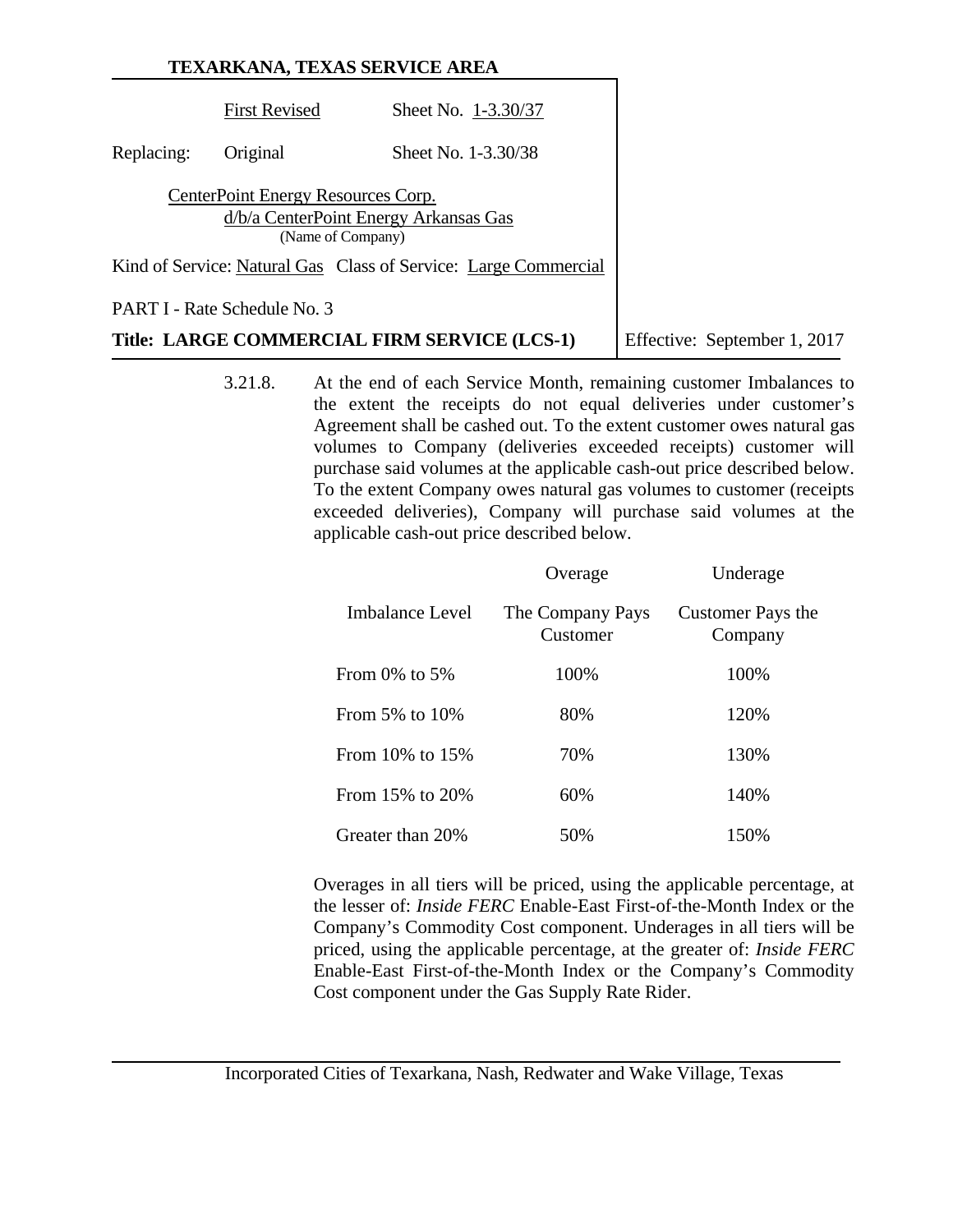3.21.8. At the end of each Service Month, remaining customer Imbalances to the extent the receipts do not equal deliveries under customer's Agreement shall be cashed out. To the extent customer owes natural gas volumes to Company (deliveries exceeded receipts) customer will purchase said volumes at the applicable cash-out price described below. To the extent Company owes natural gas volumes to customer (receipts exceeded deliveries), Company will purchase said volumes at the applicable cash-out price described below.

| | Overage | Underage |
|---|---|---|
| Imbalance Level | The Company Pays Customer | Customer Pays the Company |
| From 0% to 5% | 100% | 100% |
| From 5% to 10% | 80% | 120% |
| From 10% to 15% | 70% | 130% |
| From 15% to 20% | 60% | 140% |
| Greater than 20% | 50% | 150% |

Overages in all tiers will be priced, using the applicable percentage, at the lesser of: *Inside FERC* Enable-East First-of-the-Month Index or the Company's Commodity Cost component. Underages in all tiers will be priced, using the applicable percentage, at the greater of: *Inside FERC* Enable-East First-of-the-Month Index or the Company's Commodity Cost component under the Gas Supply Rate Rider.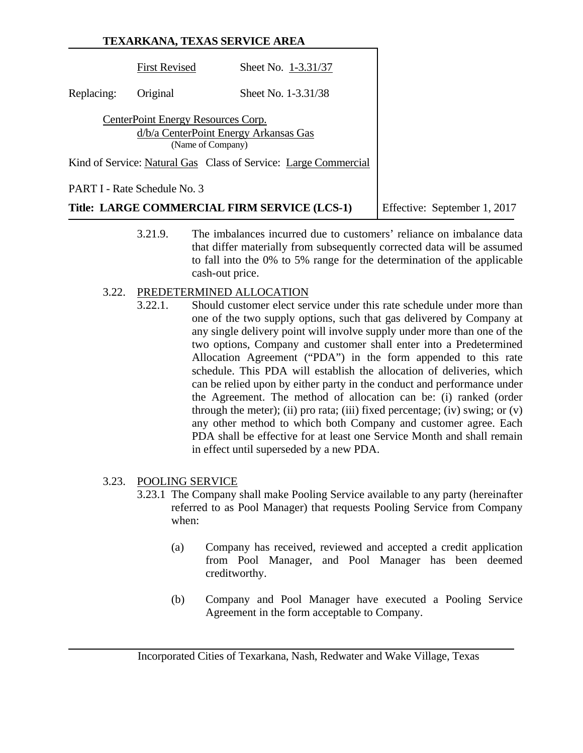3.21.9. The imbalances incurred due to customers' reliance on imbalance data that differ materially from subsequently corrected data will be assumed to fall into the 0% to 5% range for the determination of the applicable cash-out price.

3.22. PREDETERMINED ALLOCATION

3.22.1. Should customer elect service under this rate schedule under more than one of the two supply options, such that gas delivered by Company at any single delivery point will involve supply under more than one of the two options, Company and customer shall enter into a Predetermined Allocation Agreement ("PDA") in the form appended to this rate schedule. This PDA will establish the allocation of deliveries, which can be relied upon by either party in the conduct and performance under the Agreement. The method of allocation can be: (i) ranked (order through the meter); (ii) pro rata; (iii) fixed percentage; (iv) swing; or (v) any other method to which both Company and customer agree. Each PDA shall be effective for at least one Service Month and shall remain in effect until superseded by a new PDA.

3.23. POOLING SERVICE

3.23.1 The Company shall make Pooling Service available to any party (hereinafter referred to as Pool Manager) that requests Pooling Service from Company when:

(a) Company has received, reviewed and accepted a credit application from Pool Manager, and Pool Manager has been deemed creditworthy.

(b) Company and Pool Manager have executed a Pooling Service Agreement in the form acceptable to Company.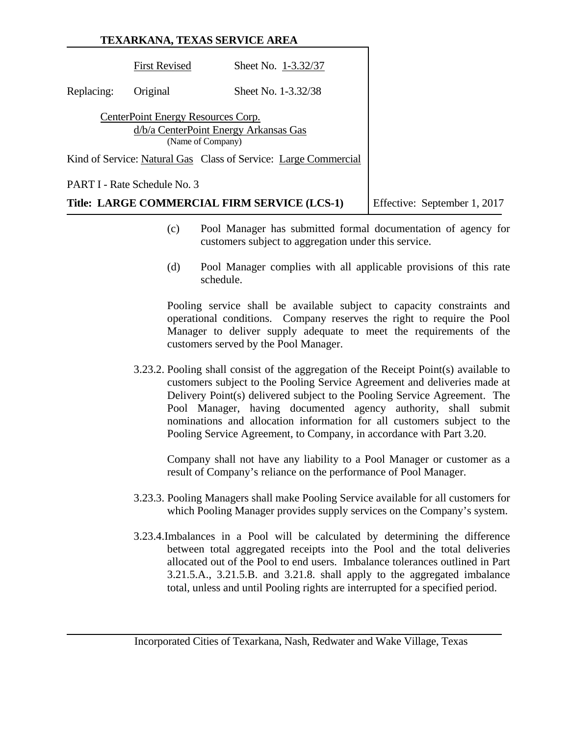(c) Pool Manager has submitted formal documentation of agency for customers subject to aggregation under this service.

(d) Pool Manager complies with all applicable provisions of this rate schedule.

Pooling service shall be available subject to capacity constraints and operational conditions. Company reserves the right to require the Pool Manager to deliver supply adequate to meet the requirements of the customers served by the Pool Manager.

3.23.2. Pooling shall consist of the aggregation of the Receipt Point(s) available to customers subject to the Pooling Service Agreement and deliveries made at Delivery Point(s) delivered subject to the Pooling Service Agreement. The Pool Manager, having documented agency authority, shall submit nominations and allocation information for all customers subject to the Pooling Service Agreement, to Company, in accordance with Part 3.20.

Company shall not have any liability to a Pool Manager or customer as a result of Company's reliance on the performance of Pool Manager.

3.23.3. Pooling Managers shall make Pooling Service available for all customers for which Pooling Manager provides supply services on the Company's system.

3.23.4. Imbalances in a Pool will be calculated by determining the difference between total aggregated receipts into the Pool and the total deliveries allocated out of the Pool to end users. Imbalance tolerances outlined in Part 3.21.5.A., 3.21.5.B. and 3.21.8. shall apply to the aggregated imbalance total, unless and until Pooling rights are interrupted for a specified period.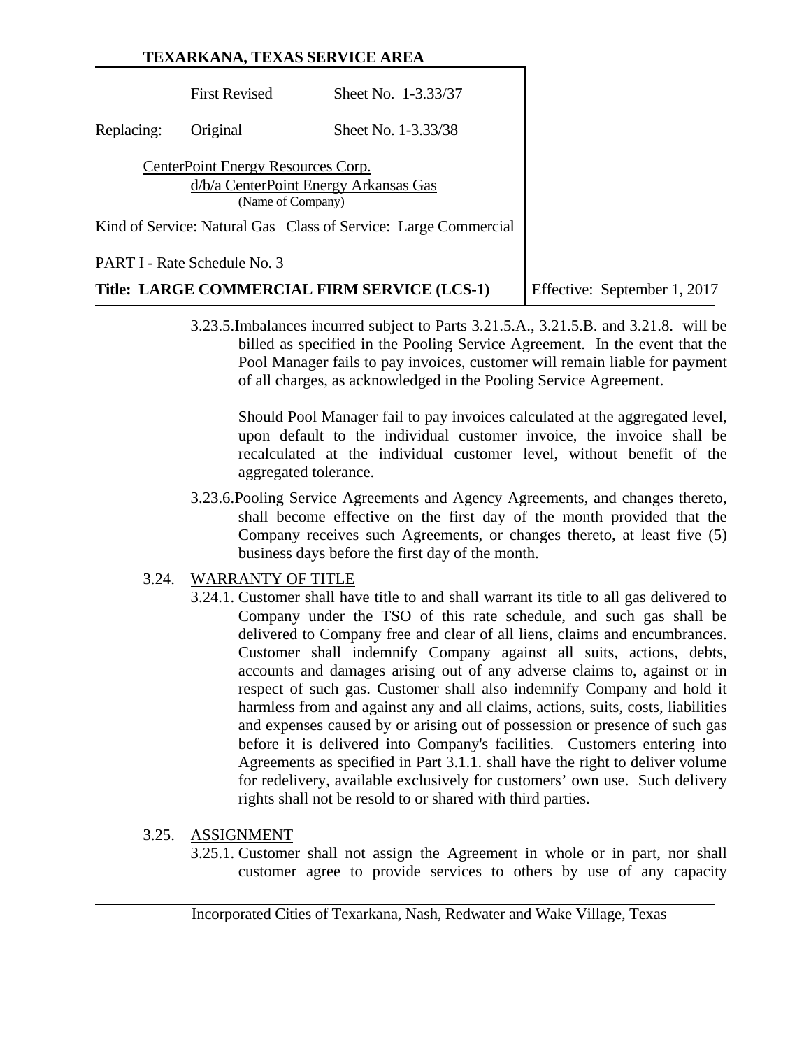**TEXARKANA, TEXAS SERVICE AREA**

| | | |
|---|---|---|
| | First Revised | Sheet No. 1-3.33/37 |
| Replacing: | Original | Sheet No. 1-3.33/38 |

CenterPoint Energy Resources Corp.
d/b/a CenterPoint Energy Arkansas Gas
(Name of Company)

Kind of Service: Natural Gas Class of Service: Large Commercial

PART I - Rate Schedule No. 3

**Title: LARGE COMMERCIAL FIRM SERVICE (LCS-1)**

Effective: September 1, 2017

3.23.5. Imbalances incurred subject to Parts 3.21.5.A., 3.21.5.B. and 3.21.8. will be billed as specified in the Pooling Service Agreement. In the event that the Pool Manager fails to pay invoices, customer will remain liable for payment of all charges, as acknowledged in the Pooling Service Agreement.

Should Pool Manager fail to pay invoices calculated at the aggregated level, upon default to the individual customer invoice, the invoice shall be recalculated at the individual customer level, without benefit of the aggregated tolerance.

3.23.6. Pooling Service Agreements and Agency Agreements, and changes thereto, shall become effective on the first day of the month provided that the Company receives such Agreements, or changes thereto, at least five (5) business days before the first day of the month.

3.24. WARRANTY OF TITLE

3.24.1. Customer shall have title to and shall warrant its title to all gas delivered to Company under the TSO of this rate schedule, and such gas shall be delivered to Company free and clear of all liens, claims and encumbrances. Customer shall indemnify Company against all suits, actions, debts, accounts and damages arising out of any adverse claims to, against or in respect of such gas. Customer shall also indemnify Company and hold it harmless from and against any and all claims, actions, suits, costs, liabilities and expenses caused by or arising out of possession or presence of such gas before it is delivered into Company's facilities. Customers entering into Agreements as specified in Part 3.1.1. shall have the right to deliver volume for redelivery, available exclusively for customers' own use. Such delivery rights shall not be resold to or shared with third parties.

3.25. ASSIGNMENT

3.25.1. Customer shall not assign the Agreement in whole or in part, nor shall customer agree to provide services to others by use of any capacity

Incorporated Cities of Texarkana, Nash, Redwater and Wake Village, Texas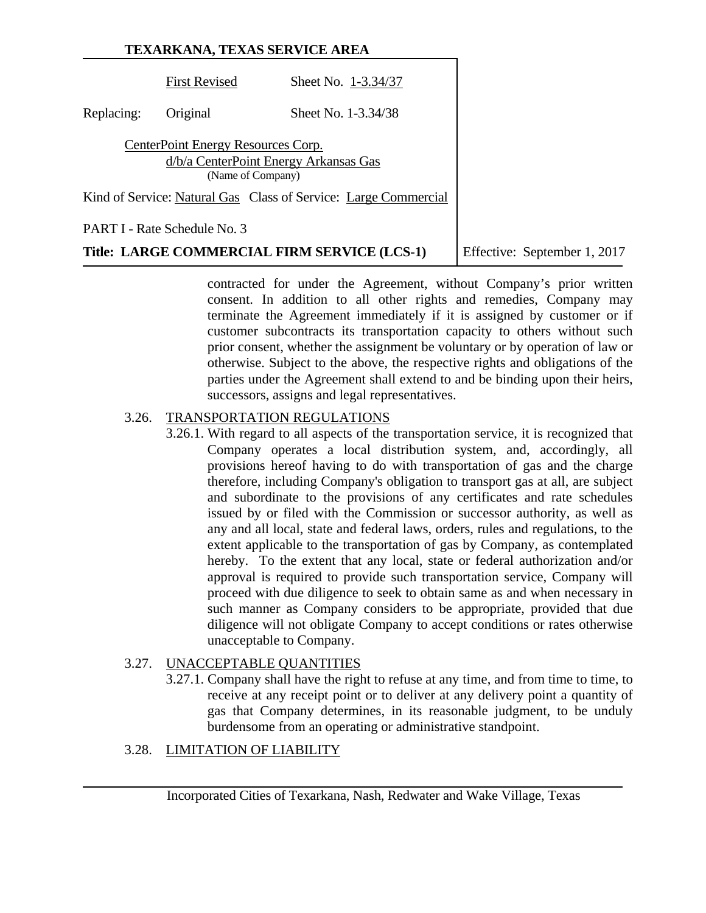contracted for under the Agreement, without Company's prior written consent. In addition to all other rights and remedies, Company may terminate the Agreement immediately if it is assigned by customer or if customer subcontracts its transportation capacity to others without such prior consent, whether the assignment be voluntary or by operation of law or otherwise. Subject to the above, the respective rights and obligations of the parties under the Agreement shall extend to and be binding upon their heirs, successors, assigns and legal representatives.

3.26. TRANSPORTATION REGULATIONS

3.26.1. With regard to all aspects of the transportation service, it is recognized that Company operates a local distribution system, and, accordingly, all provisions hereof having to do with transportation of gas and the charge therefore, including Company's obligation to transport gas at all, are subject and subordinate to the provisions of any certificates and rate schedules issued by or filed with the Commission or successor authority, as well as any and all local, state and federal laws, orders, rules and regulations, to the extent applicable to the transportation of gas by Company, as contemplated hereby. To the extent that any local, state or federal authorization and/or approval is required to provide such transportation service, Company will proceed with due diligence to seek to obtain same as and when necessary in such manner as Company considers to be appropriate, provided that due diligence will not obligate Company to accept conditions or rates otherwise unacceptable to Company.

3.27. UNACCEPTABLE QUANTITIES

3.27.1. Company shall have the right to refuse at any time, and from time to time, to receive at any receipt point or to deliver at any delivery point a quantity of gas that Company determines, in its reasonable judgment, to be unduly burdensome from an operating or administrative standpoint.

3.28. LIMITATION OF LIABILITY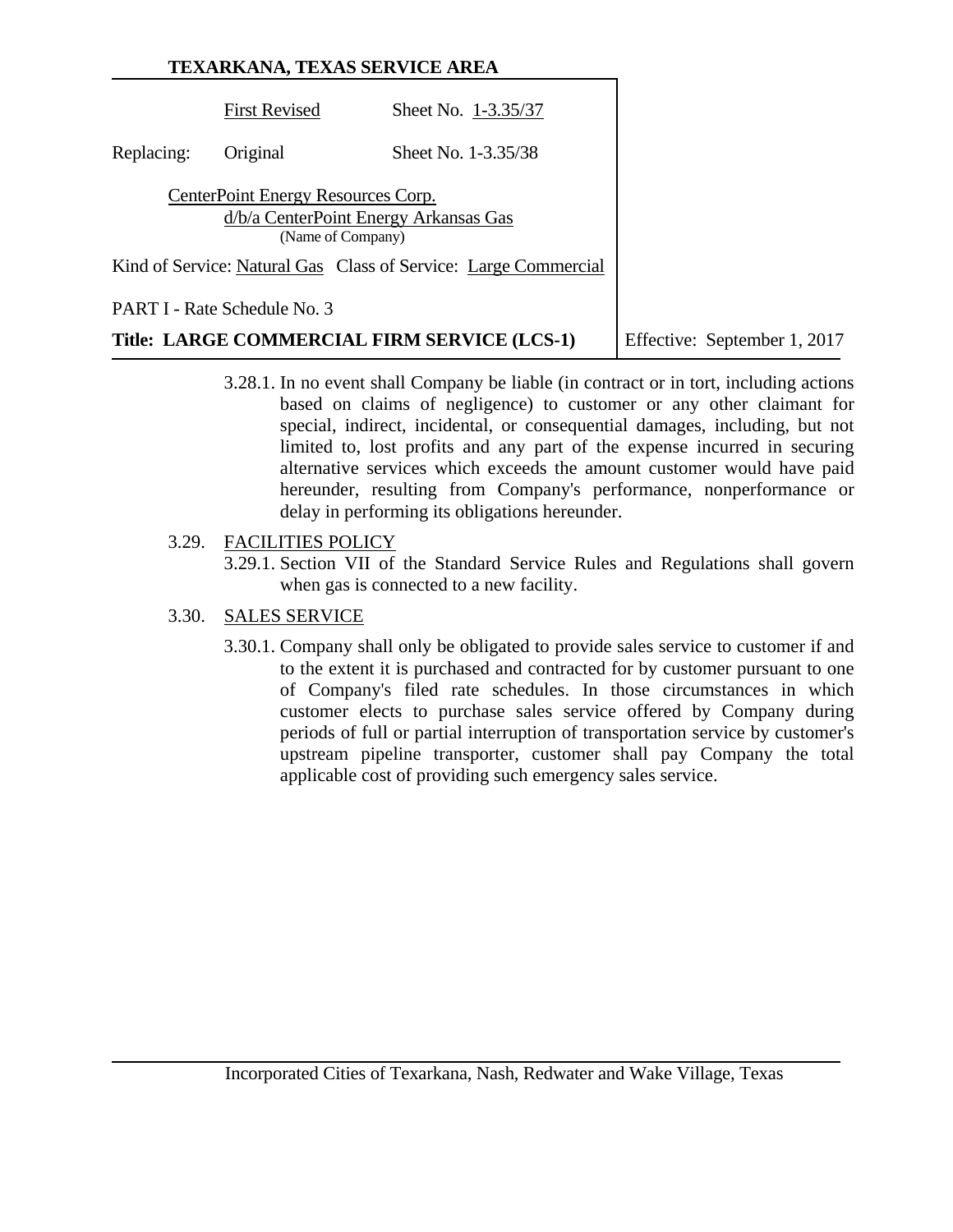3.28.1. In no event shall Company be liable (in contract or in tort, including actions based on claims of negligence) to customer or any other claimant for special, indirect, incidental, or consequential damages, including, but not limited to, lost profits and any part of the expense incurred in securing alternative services which exceeds the amount customer would have paid hereunder, resulting from Company's performance, nonperformance or delay in performing its obligations hereunder.

3.29. FACILITIES POLICY

3.29.1. Section VII of the Standard Service Rules and Regulations shall govern when gas is connected to a new facility.

3.30. SALES SERVICE

3.30.1. Company shall only be obligated to provide sales service to customer if and to the extent it is purchased and contracted for by customer pursuant to one of Company's filed rate schedules. In those circumstances in which customer elects to purchase sales service offered by Company during periods of full or partial interruption of transportation service by customer's upstream pipeline transporter, customer shall pay Company the total applicable cost of providing such emergency sales service.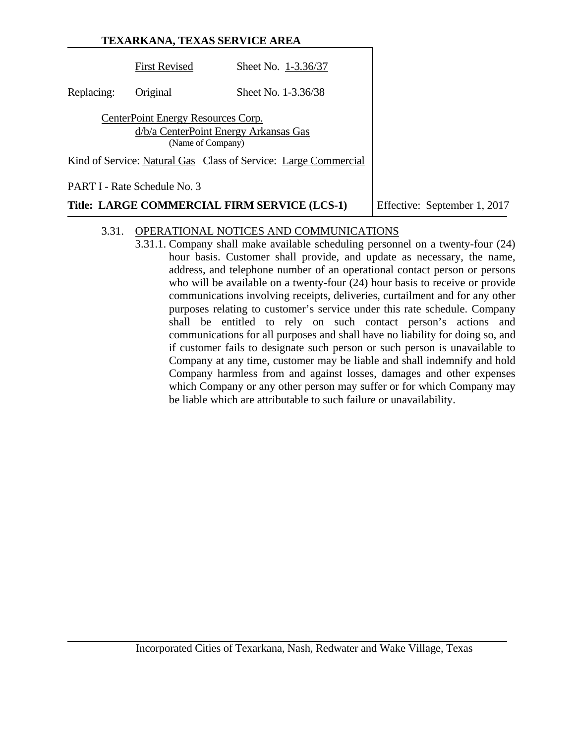**TEXARKANA, TEXAS SERVICE AREA**

| | | |
|---|---|---|
| | First Revised | Sheet No. 1-3.36/37 |
| Replacing: | Original | Sheet No. 1-3.36/38 |

CenterPoint Energy Resources Corp.
d/b/a CenterPoint Energy Arkansas Gas
(Name of Company)

Kind of Service: Natural Gas Class of Service: Large Commercial

PART I - Rate Schedule No. 3

**Title: LARGE COMMERCIAL FIRM SERVICE (LCS-1)** Effective: September 1, 2017

3.31. OPERATIONAL NOTICES AND COMMUNICATIONS

3.31.1. Company shall make available scheduling personnel on a twenty-four (24) hour basis. Customer shall provide, and update as necessary, the name, address, and telephone number of an operational contact person or persons who will be available on a twenty-four (24) hour basis to receive or provide communications involving receipts, deliveries, curtailment and for any other purposes relating to customer's service under this rate schedule. Company shall be entitled to rely on such contact person's actions and communications for all purposes and shall have no liability for doing so, and if customer fails to designate such person or such person is unavailable to Company at any time, customer may be liable and shall indemnify and hold Company harmless from and against losses, damages and other expenses which Company or any other person may suffer or for which Company may be liable which are attributable to such failure or unavailability.

Incorporated Cities of Texarkana, Nash, Redwater and Wake Village, Texas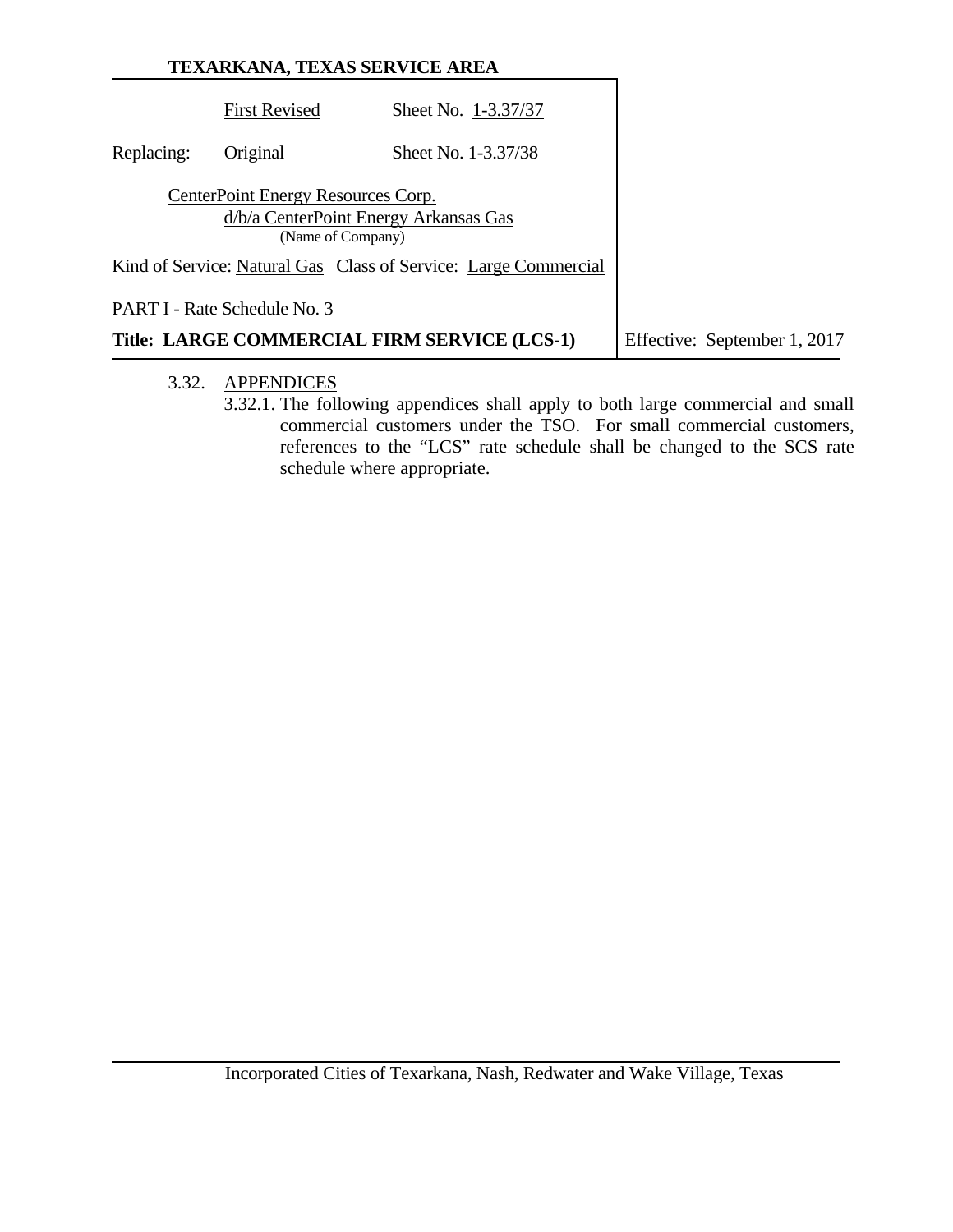**TEXARKANA, TEXAS SERVICE AREA**

| | | | |
|---|---|---|---|
| | First Revised | Sheet No. 1-3.37/37 | |
| Replacing: | Original | Sheet No. 1-3.37/38 | |

CenterPoint Energy Resources Corp.
d/b/a CenterPoint Energy Arkansas Gas
(Name of Company)

Kind of Service: Natural Gas  Class of Service: Large Commercial

PART I - Rate Schedule No. 3

**Title: LARGE COMMERCIAL FIRM SERVICE (LCS-1)**  Effective: September 1, 2017

3.32. APPENDICES

3.32.1. The following appendices shall apply to both large commercial and small commercial customers under the TSO. For small commercial customers, references to the "LCS" rate schedule shall be changed to the SCS rate schedule where appropriate.

Incorporated Cities of Texarkana, Nash, Redwater and Wake Village, Texas